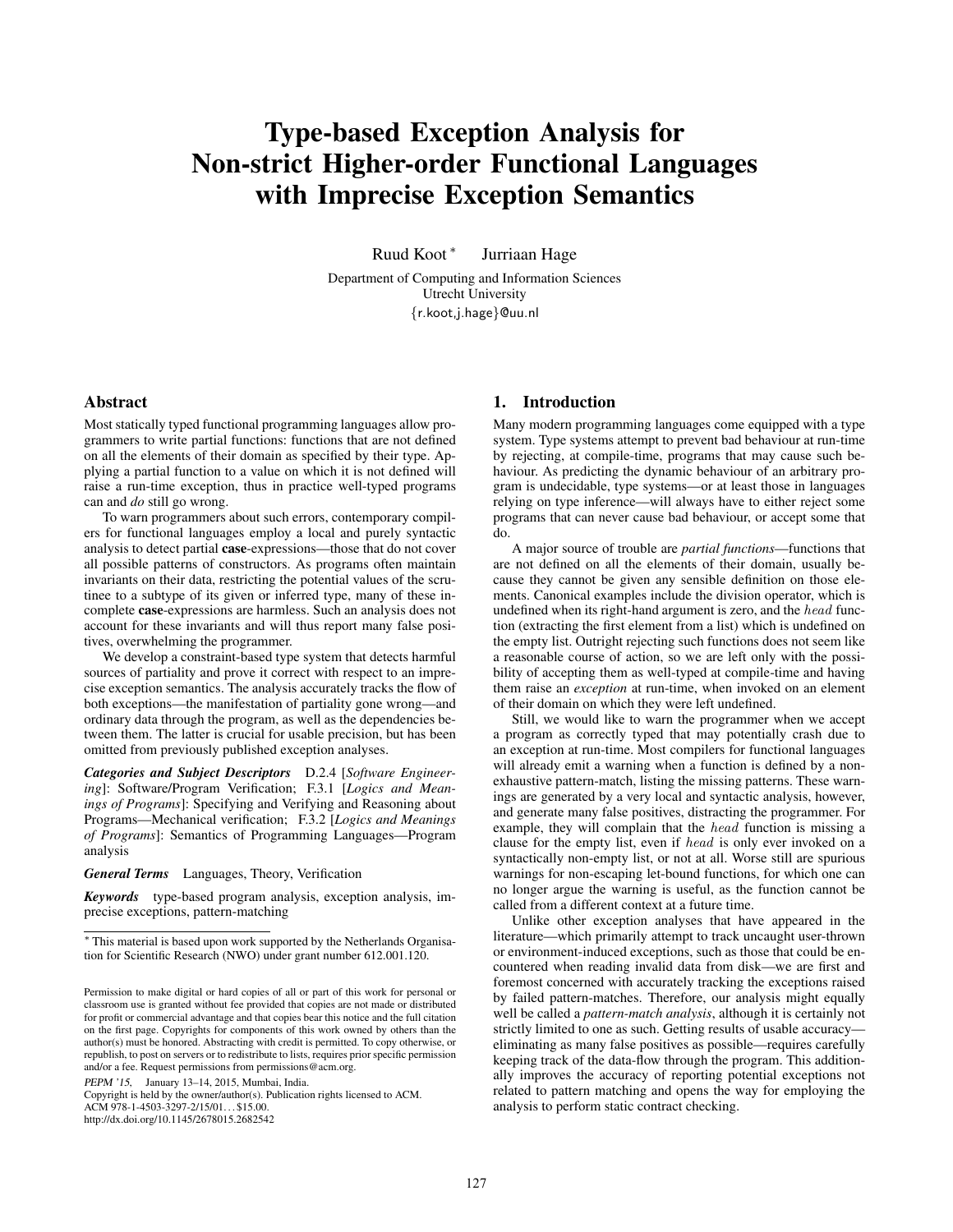# Type-based Exception Analysis for Non-strict Higher-order Functional Languages with Imprecise Exception Semantics

Ruud Koot [*] Jurriaan Hage

Department of Computing and Information Sciences
Utrecht University
{r.koot,j.hage}@uu.nl

## Abstract

Most statically typed functional programming languages allow programmers to write partial functions: functions that are not defined on all the elements of their domain as specified by their type. Applying a partial function to a value on which it is not defined will raise a run-time exception, thus in practice well-typed programs can and *do* still go wrong.

To warn programmers about such errors, contemporary compilers for functional languages employ a local and purely syntactic analysis to detect partial **case**-expressions—those that do not cover all possible patterns of constructors. As programs often maintain invariants on their data, restricting the potential values of the scrutinee to a subtype of its given or inferred type, many of these incomplete **case**-expressions are harmless. Such an analysis does not account for these invariants and will thus report many false positives, overwhelming the programmer.

We develop a constraint-based type system that detects harmful sources of partiality and prove it correct with respect to an imprecise exception semantics. The analysis accurately tracks the flow of both exceptions—the manifestation of partiality gone wrong—and ordinary data through the program, as well as the dependencies between them. The latter is crucial for usable precision, but has been omitted from previously published exception analyses.

***Categories and Subject Descriptors*** D.2.4 [*Software Engineering*]: Software/Program Verification; F.3.1 [*Logics and Meanings of Programs*]: Specifying and Verifying and Reasoning about Programs—Mechanical verification; F.3.2 [*Logics and Meanings of Programs*]: Semantics of Programming Languages—Program analysis

***General Terms*** Languages, Theory, Verification

***Keywords*** type-based program analysis, exception analysis, imprecise exceptions, pattern-matching

[*] This material is based upon work supported by the Netherlands Organisation for Scientific Research (NWO) under grant number 612.001.120.

Permission to make digital or hard copies of all or part of this work for personal or classroom use is granted without fee provided that copies are not made or distributed for profit or commercial advantage and that copies bear this notice and the full citation on the first page. Copyrights for components of this work owned by others than the author(s) must be honored. Abstracting with credit is permitted. To copy otherwise, or republish, to post on servers or to redistribute to lists, requires prior specific permission and/or a fee. Request permissions from permissions@acm.org.

*PEPM '15*, January 13–14, 2015, Mumbai, India.
Copyright is held by the owner/author(s). Publication rights licensed to ACM.
ACM 978-1-4503-3297-2/15/01...$15.00.
http://dx.doi.org/10.1145/2678015.2682542

## 1. Introduction

Many modern programming languages come equipped with a type system. Type systems attempt to prevent bad behaviour at run-time by rejecting, at compile-time, programs that may cause such behaviour. As predicting the dynamic behaviour of an arbitrary program is undecidable, type systems—or at least those in languages relying on type inference—will always have to either reject some programs that can never cause bad behaviour, or accept some that do.

A major source of trouble are *partial functions*—functions that are not defined on all the elements of their domain, usually because they cannot be given any sensible definition on those elements. Canonical examples include the division operator, which is undefined when its right-hand argument is zero, and the $head$ function (extracting the first element from a list) which is undefined on the empty list. Outright rejecting such functions does not seem like a reasonable course of action, so we are left only with the possibility of accepting them as well-typed at compile-time and having them raise an *exception* at run-time, when invoked on an element of their domain on which they were left undefined.

Still, we would like to warn the programmer when we accept a program as correctly typed that may potentially crash due to an exception at run-time. Most compilers for functional languages will already emit a warning when a function is defined by a non-exhaustive pattern-match, listing the missing patterns. These warnings are generated by a very local and syntactic analysis, however, and generate many false positives, distracting the programmer. For example, they will complain that the $head$ function is missing a clause for the empty list, even if $head$ is only ever invoked on a syntactically non-empty list, or not at all. Worse still are spurious warnings for non-escaping let-bound functions, for which one can no longer argue the warning is useful, as the function cannot be called from a different context at a future time.

Unlike other exception analyses that have appeared in the literature—which primarily attempt to track uncaught user-thrown or environment-induced exceptions, such as those that could be encountered when reading invalid data from disk—we are first and foremost concerned with accurately tracking the exceptions raised by failed pattern-matches. Therefore, our analysis might equally well be called a *pattern-match analysis*, although it is certainly not strictly limited to one as such. Getting results of usable accuracy—eliminating as many false positives as possible—requires carefully keeping track of the data-flow through the program. This additionally improves the accuracy of reporting potential exceptions not related to pattern matching and opens the way for employing the analysis to perform static contract checking.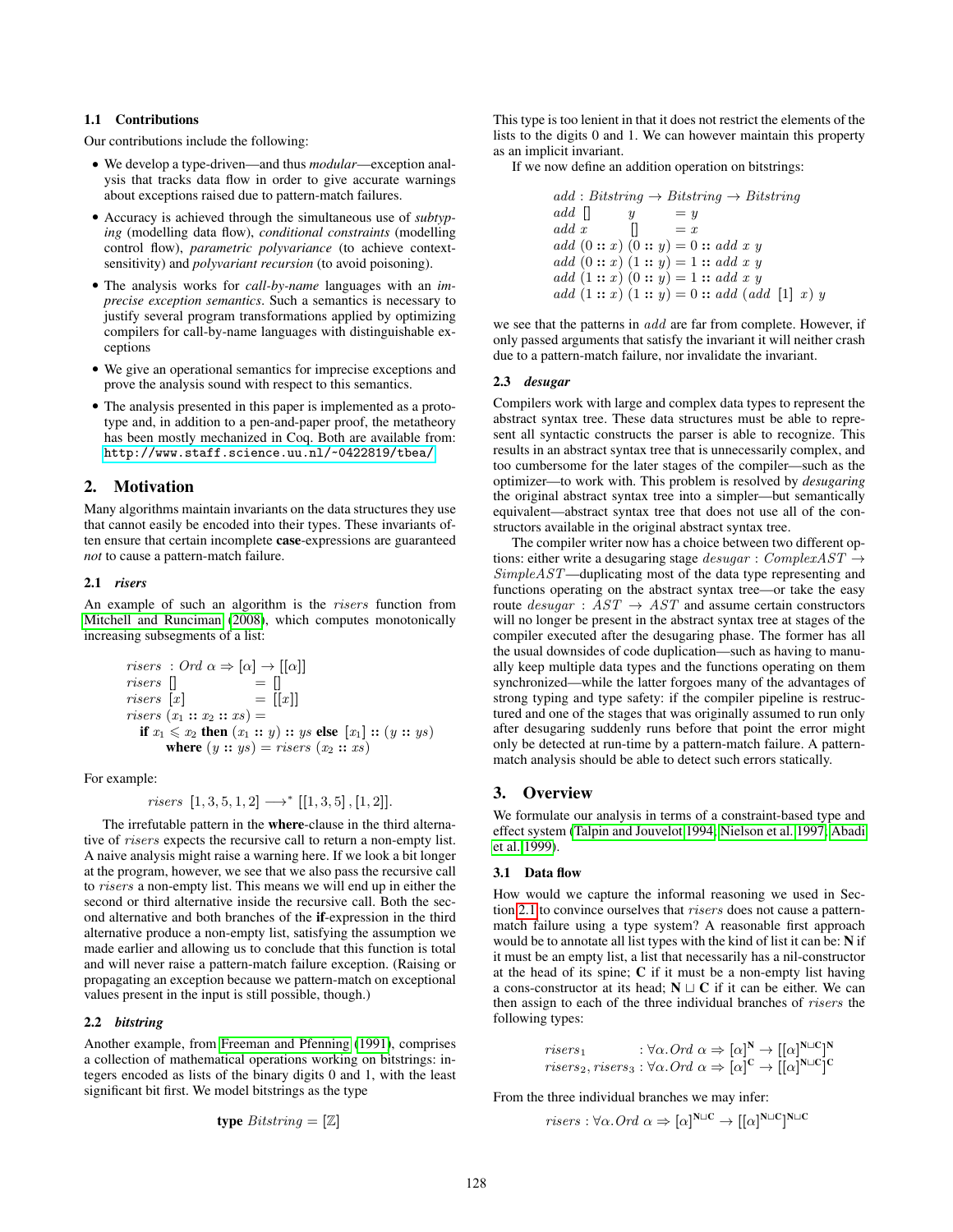### 1.1 Contributions

Our contributions include the following:

- We develop a type-driven—and thus *modular*—exception analysis that tracks data flow in order to give accurate warnings about exceptions raised due to pattern-match failures.
- Accuracy is achieved through the simultaneous use of *subtyping* (modelling data flow), *conditional constraints* (modelling control flow), *parametric polyvariance* (to achieve context-sensitivity) and *polyvariant recursion* (to avoid poisoning).
- The analysis works for *call-by-name* languages with an *imprecise exception semantics*. Such a semantics is necessary to justify several program transformations applied by optimizing compilers for call-by-name languages with distinguishable exceptions
- We give an operational semantics for imprecise exceptions and prove the analysis sound with respect to this semantics.
- The analysis presented in this paper is implemented as a prototype and, in addition to a pen-and-paper proof, the metatheory has been mostly mechanized in Coq. Both are available from: http://www.staff.science.uu.nl/~0422819/tbea/

## 2. Motivation

Many algorithms maintain invariants on the data structures they use that cannot easily be encoded into their types. These invariants often ensure that certain incomplete **case**-expressions are guaranteed *not* to cause a pattern-match failure.

### 2.1 *risers*

An example of such an algorithm is the $risers$ function from Mitchell and Runciman (2008), which computes monotonically increasing subsegments of a list:

$$
\begin{array}{l}
risers\ : Ord\ \alpha \Rightarrow [\alpha] \rightarrow [[\alpha]] \\
risers\ [] \qquad\quad = [] \\
risers\ [x] \qquad\ \ = [[x]] \\
risers\ (x_1 :: x_2 :: xs) = \\
\quad \textbf{if}\ x_1 \leqslant x_2\ \textbf{then}\ (x_1 :: y) :: ys\ \textbf{else}\ [x_1] :: (y :: ys) \\
\qquad \textbf{where}\ (y :: ys) = risers\ (x_2 :: xs)
\end{array}
$$

For example:

$$risers\ [1,3,5,1,2] \longrightarrow^{*} [[1,3,5],[1,2]].$$

The irrefutable pattern in the **where**-clause in the third alternative of $risers$ expects the recursive call to return a non-empty list. A naive analysis might raise a warning here. If we look a bit longer at the program, however, we see that we also pass the recursive call to $risers$ a non-empty list. This means we will end up in either the second or third alternative inside the recursive call. Both the second alternative and both branches of the **if**-expression in the third alternative produce a non-empty list, satisfying the assumption we made earlier and allowing us to conclude that this function is total and will never raise a pattern-match failure exception. (Raising or propagating an exception because we pattern-match on exceptional values present in the input is still possible, though.)

### 2.2 *bitstring*

Another example, from Freeman and Pfenning (1991), comprises a collection of mathematical operations working on bitstrings: integers encoded as lists of the binary digits 0 and 1, with the least significant bit first. We model bitstrings as the type

$$\textbf{type}\ Bitstring = [\mathbb{Z}]$$

This type is too lenient in that it does not restrict the elements of the lists to the digits 0 and 1. We can however maintain this property as an implicit invariant.

If we now define an addition operation on bitstrings:

$$
\begin{array}{l}
add : Bitstring \rightarrow Bitstring \rightarrow Bitstring \\
add\ []\qquad\quad y \qquad\quad = y \\
add\ x \qquad\quad [] \qquad\quad = x \\
add\ (0 :: x)\ (0 :: y) = 0 :: add\ x\ y \\
add\ (0 :: x)\ (1 :: y) = 1 :: add\ x\ y \\
add\ (1 :: x)\ (0 :: y) = 1 :: add\ x\ y \\
add\ (1 :: x)\ (1 :: y) = 0 :: add\ (add\ [1]\ x)\ y
\end{array}
$$

we see that the patterns in $add$ are far from complete. However, if only passed arguments that satisfy the invariant it will neither crash due to a pattern-match failure, nor invalidate the invariant.

### 2.3 *desugar*

Compilers work with large and complex data types to represent the abstract syntax tree. These data structures must be able to represent all syntactic constructs the parser is able to recognize. This results in an abstract syntax tree that is unnecessarily complex, and too cumbersome for the later stages of the compiler—such as the optimizer—to work with. This problem is resolved by *desugaring* the original abstract syntax tree into a simpler—but semantically equivalent—abstract syntax tree that does not use all of the constructors available in the original abstract syntax tree.

The compiler writer now has a choice between two different options: either write a desugaring stage $desugar : ComplexAST \rightarrow SimpleAST$—duplicating most of the data type representing and functions operating on the abstract syntax tree—or take the easy route $desugar : AST \rightarrow AST$ and assume certain constructors will no longer be present in the abstract syntax tree at stages of the compiler executed after the desugaring phase. The former has all the usual downsides of code duplication—such as having to manually keep multiple data types and the functions operating on them synchronized—while the latter forgoes many of the advantages of strong typing and type safety: if the compiler pipeline is restructured and one of the stages that was originally assumed to run only after desugaring suddenly runs before that point the error might only be detected at run-time by a pattern-match failure. A pattern-match analysis should be able to detect such errors statically.

## 3. Overview

We formulate our analysis in terms of a constraint-based type and effect system (Talpin and Jouvelot 1994; Nielson et al. 1997; Abadi et al. 1999).

### 3.1 Data flow

How would we capture the informal reasoning we used in Section 2.1 to convince ourselves that $risers$ does not cause a pattern-match failure using a type system? A reasonable first approach would be to annotate all list types with the kind of list it can be: $\mathbf{N}$ if it must be an empty list, a list that necessarily has a nil-constructor at the head of its spine; $\mathbf{C}$ if it must be a non-empty list having a cons-constructor at its head; $\mathbf{N} \sqcup \mathbf{C}$ if it can be either. We can then assign to each of the three individual branches of $risers$ the following types:

$$
\begin{array}{ll}
risers_1 & : \forall\alpha.Ord\ \alpha \Rightarrow [\alpha]^{\mathbf{N}} \rightarrow [[\alpha]^{\mathbf{N}\sqcup\mathbf{C}}]^{\mathbf{N}} \\
risers_2, risers_3 & : \forall\alpha.Ord\ \alpha \Rightarrow [\alpha]^{\mathbf{C}} \rightarrow [[\alpha]^{\mathbf{N}\sqcup\mathbf{C}}]^{\mathbf{C}}
\end{array}
$$

From the three individual branches we may infer:

$$risers : \forall\alpha.Ord\ \alpha \Rightarrow [\alpha]^{\mathbf{N}\sqcup\mathbf{C}} \rightarrow [[\alpha]^{\mathbf{N}\sqcup\mathbf{C}}]^{\mathbf{N}\sqcup\mathbf{C}}$$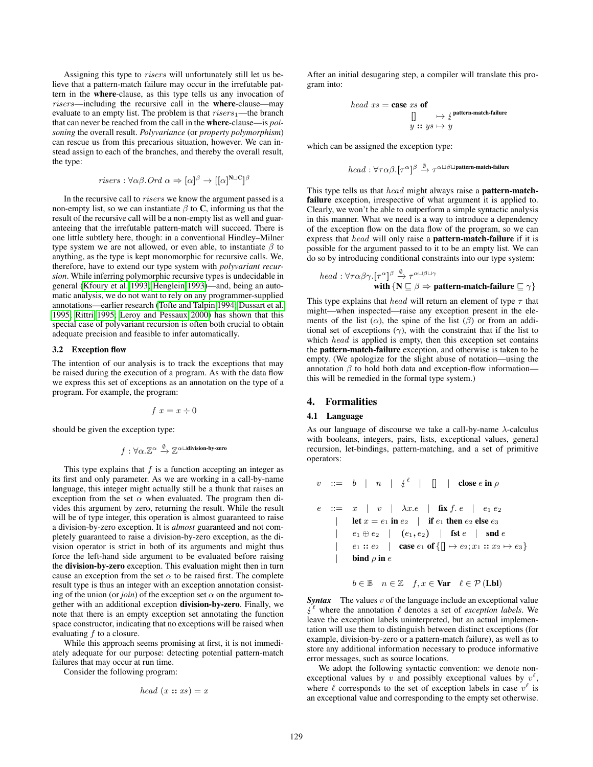Assigning this type to $risers$ will unfortunately still let us believe that a pattern-match failure may occur in the irrefutable pattern in the **where**-clause, as this type tells us any invocation of $risers$—including the recursive call in the **where**-clause—may evaluate to an empty list. The problem is that $risers_1$—the branch that can never be reached from the call in the **where**-clause—is *poisoning* the overall result. *Polyvariance* (or *property polymorphism*) can rescue us from this precarious situation, however. We can instead assign to each of the branches, and thereby the overall result, the type:

$$risers : \forall \alpha\beta. Ord\ \alpha \Rightarrow [\alpha]^{\beta} \rightarrow [[\alpha]^{\mathbf{N} \sqcup \mathbf{C}}]^{\beta}$$

In the recursive call to $risers$ we know the argument passed is a non-empty list, so we can instantiate $\beta$ to $\mathbf{C}$, informing us that the result of the recursive call will be a non-empty list as well and guaranteeing that the irrefutable pattern-match will succeed. There is one little subtlety here, though: in a conventional Hindley–Milner type system we are not allowed, or even able, to instantiate $\beta$ to anything, as the type is kept monomorphic for recursive calls. We, therefore, have to extend our type system with *polyvariant recursion*. While inferring polymorphic recursive types is undecidable in general (Kfoury et al. 1993; Henglein 1993)—and, being an automatic analysis, we do not want to rely on any programmer-supplied annotations—earlier research (Tofte and Talpin 1994; Dussart et al. 1995; Rittri 1995; Leroy and Pessaux 2000) has shown that this special case of polyvariant recursion is often both crucial to obtain adequate precision and feasible to infer automatically.

### 3.2 Exception flow

The intention of our analysis is to track the exceptions that may be raised during the execution of a program. As with the data flow we express this set of exceptions as an annotation on the type of a program. For example, the program:

$$f\ x = x \div 0$$

should be given the exception type:

$$f : \forall \alpha. \mathbb{Z}^{\alpha} \xrightarrow{\emptyset} \mathbb{Z}^{\alpha \sqcup \textbf{division-by-zero}}$$

This type explains that $f$ is a function accepting an integer as its first and only parameter. As we are working in a call-by-name language, this integer might actually still be a thunk that raises an exception from the set $\alpha$ when evaluated. The program then divides this argument by zero, returning the result. While the result will be of type integer, this operation is almost guaranteed to raise a division-by-zero exception. It is *almost* guaranteed and not completely guaranteed to raise a division-by-zero exception, as the division operator is strict in both of its arguments and might thus force the left-hand side argument to be evaluated before raising the **division-by-zero** exception. This evaluation might then in turn cause an exception from the set $\alpha$ to be raised first. The complete result type is thus an integer with an exception annotation consisting of the union (or *join*) of the exception set $\alpha$ on the argument together with an additional exception **division-by-zero**. Finally, we note that there is an empty exception set annotating the function space constructor, indicating that no exceptions will be raised when evaluating $f$ to a closure.

While this approach seems promising at first, it is not immediately adequate for our purpose: detecting potential pattern-match failures that may occur at run time.

Consider the following program:

$$head\ (x :: xs) = x$$

After an initial desugaring step, a compiler will translate this program into:

$$\begin{aligned} head\ xs = \textbf{case}\ xs\ \textbf{of} \\ [\,] &\mapsto \lightning^{\textbf{pattern-match-failure}} \\ y :: ys &\mapsto y \end{aligned}$$

which can be assigned the exception type:

$$head : \forall \tau\alpha\beta. [\tau^{\alpha}]^{\beta} \xrightarrow{\emptyset} \tau^{\alpha \sqcup \beta \sqcup \textbf{pattern-match-failure}}$$

This type tells us that $head$ might always raise a **pattern-match-failure** exception, irrespective of what argument it is applied to. Clearly, we won't be able to outperform a simple syntactic analysis in this manner. What we need is a way to introduce a dependency of the exception flow on the data flow of the program, so we can express that $head$ will only raise a **pattern-match-failure** if it is possible for the argument passed to it to be an empty list. We can do so by introducing conditional constraints into our type system:

$$\begin{aligned} head : \forall \tau\alpha\beta\gamma. [\tau^{\alpha}]^{\beta} \xrightarrow{\emptyset} \tau^{\alpha \sqcup \beta \sqcup \gamma} \\ \textbf{with}\ \{\mathbf{N} \sqsubseteq \beta \Rightarrow \textbf{pattern-match-failure} \sqsubseteq \gamma\} \end{aligned}$$

This type explains that $head$ will return an element of type $\tau$ that might—when inspected—raise any exception present in the elements of the list ($\alpha$), the spine of the list ($\beta$) or from an additional set of exceptions ($\gamma$), with the constraint that if the list to which $head$ is applied is empty, then this exception set contains the **pattern-match-failure** exception, and otherwise is taken to be empty. (We apologize for the slight abuse of notation—using the annotation $\beta$ to hold both data and exception-flow information—this will be remedied in the formal type system.)

## 4. Formalities

### 4.1 Language

As our language of discourse we take a call-by-name $\lambda$-calculus with booleans, integers, pairs, lists, exceptional values, general recursion, let-bindings, pattern-matching, and a set of primitive operators:

$$\begin{aligned} v \ ::=&\ \ b \mid n \mid \lightning^{\ell} \mid [\,] \mid \textbf{close}\ e\ \textbf{in}\ \rho \\ e \ ::=&\ \ x \mid v \mid \lambda x.e \mid \textbf{fix}\ f.\ e \mid e_1\ e_2 \\ \mid&\ \ \textbf{let}\ x = e_1\ \textbf{in}\ e_2 \mid \textbf{if}\ e_1\ \textbf{then}\ e_2\ \textbf{else}\ e_3 \\ \mid&\ \ e_1 \oplus e_2 \mid (e_1, e_2) \mid \textbf{fst}\ e \mid \textbf{snd}\ e \\ \mid&\ \ e_1 :: e_2 \mid \textbf{case}\ e_1\ \textbf{of}\ \{[\,] \mapsto e_2; x_1 :: x_2 \mapsto e_3\} \\ \mid&\ \ \textbf{bind}\ \rho\ \textbf{in}\ e \end{aligned}$$

$$b \in \mathbb{B} \quad n \in \mathbb{Z} \quad f, x \in \mathbf{Var} \quad \ell \in \mathcal{P}(\mathbf{Lbl})$$

***Syntax*** The values $v$ of the language include an exceptional value $\lightning^{\ell}$ where the annotation $\ell$ denotes a set of *exception labels*. We leave the exception labels uninterpreted, but an actual implementation will use them to distinguish between distinct exceptions (for example, division-by-zero or a pattern-match failure), as well as to store any additional information necessary to produce informative error messages, such as source locations.

We adopt the following syntactic convention: we denote non-exceptional values by $v$ and possibly exceptional values by $v^{\ell}$, where $\ell$ corresponds to the set of exception labels in case $v^{\ell}$ is an exceptional value and corresponding to the empty set otherwise.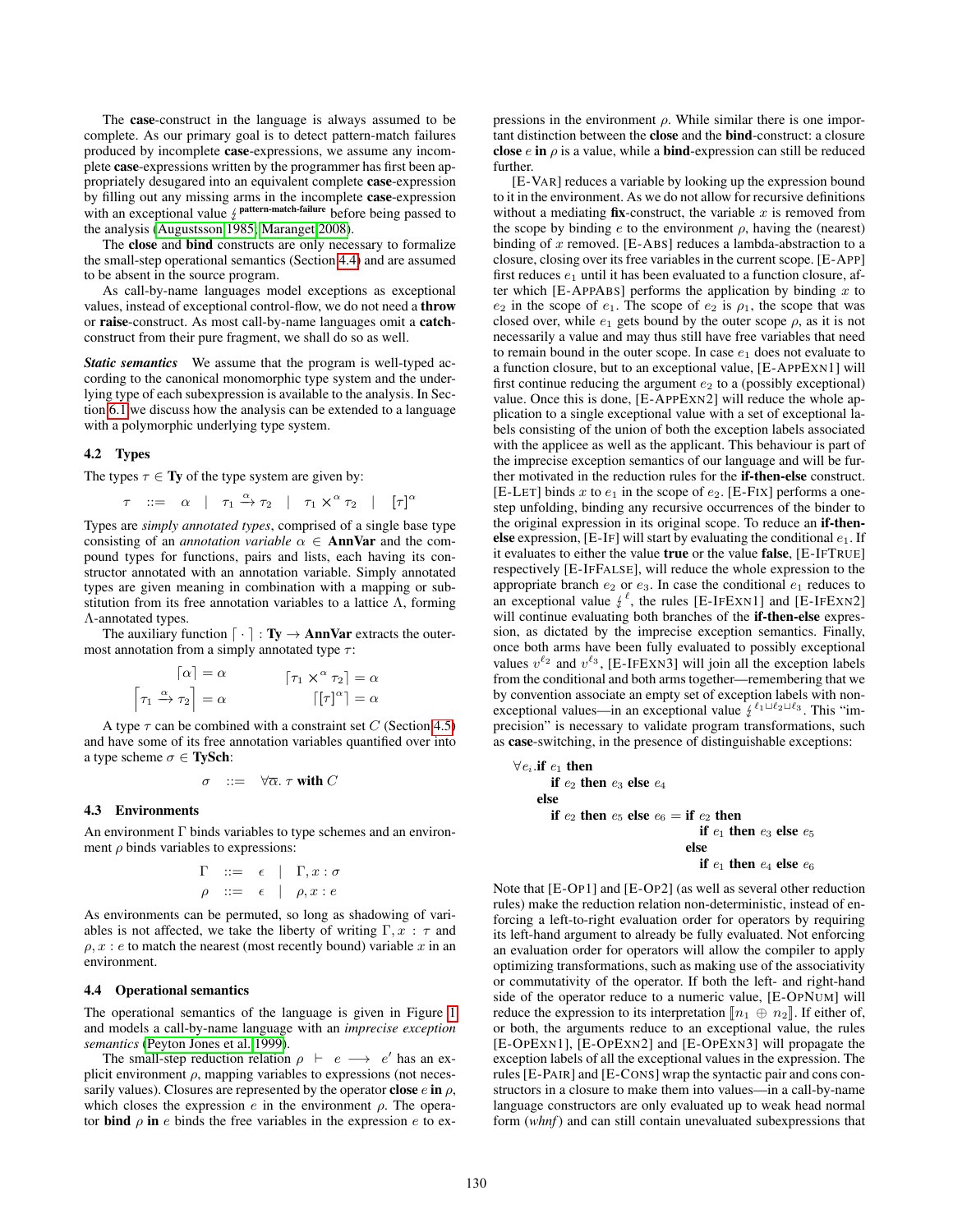The **case**-construct in the language is always assumed to be complete. As our primary goal is to detect pattern-match failures produced by incomplete **case**-expressions, we assume any incomplete **case**-expressions written by the programmer has first been appropriately desugared into an equivalent complete **case**-expression by filling out any missing arms in the incomplete **case**-expression with an exceptional value $\lightning^{\textbf{pattern-match-failure}}$ before being passed to the analysis (Augustsson 1985; Maranget 2008).

The **close** and **bind** constructs are only necessary to formalize the small-step operational semantics (Section 4.4) and are assumed to be absent in the source program.

As call-by-name languages model exceptions as exceptional values, instead of exceptional control-flow, we do not need a **throw** or **raise**-construct. As most call-by-name languages omit a **catch**-construct from their pure fragment, we shall do so as well.

***Static semantics*** We assume that the program is well-typed according to the canonical monomorphic type system and the underlying type of each subexpression is available to the analysis. In Section 6.1 we discuss how the analysis can be extended to a language with a polymorphic underlying type system.

### 4.2 Types

The types $\tau \in \textbf{Ty}$ of the type system are given by:

$$\tau \quad ::= \quad \alpha \quad | \quad \tau_1 \xrightarrow{\alpha} \tau_2 \quad | \quad \tau_1 \times^{\alpha} \tau_2 \quad | \quad [\tau]^{\alpha}$$

Types are *simply annotated types*, comprised of a single base type consisting of an *annotation variable* $\alpha \in \textbf{AnnVar}$ and the compound types for functions, pairs and lists, each having its constructor annotated with an annotation variable. Simply annotated types are given meaning in combination with a mapping or substitution from its free annotation variables to a lattice $\Lambda$, forming $\Lambda$-annotated types.

The auxiliary function $\lceil \cdot \rceil : \textbf{Ty} \to \textbf{AnnVar}$ extracts the outermost annotation from a simply annotated type $\tau$:

$$\lceil \alpha \rceil = \alpha \qquad \lceil \tau_1 \times^{\alpha} \tau_2 \rceil = \alpha$$
$$\left\lceil \tau_1 \xrightarrow{\alpha} \tau_2 \right\rceil = \alpha \qquad \lceil [\tau]^{\alpha} \rceil = \alpha$$

A type $\tau$ can be combined with a constraint set $C$ (Section 4.5) and have some of its free annotation variables quantified over into a type scheme $\sigma \in \textbf{TySch}$:

$$\sigma \quad ::= \quad \forall \overline{\alpha}.\ \tau \textbf{ with } C$$

### 4.3 Environments

An environment $\Gamma$ binds variables to type schemes and an environment $\rho$ binds variables to expressions:

$$\Gamma \quad ::= \quad \epsilon \quad | \quad \Gamma, x : \sigma$$
$$\rho \quad ::= \quad \epsilon \quad | \quad \rho, x : e$$

As environments can be permuted, so long as shadowing of variables is not affected, we take the liberty of writing $\Gamma, x : \tau$ and $\rho, x : e$ to match the nearest (most recently bound) variable $x$ in an environment.

### 4.4 Operational semantics

The operational semantics of the language is given in Figure 1 and models a call-by-name language with an *imprecise exception semantics* (Peyton Jones et al. 1999).

The small-step reduction relation $\rho \vdash e \longrightarrow e'$ has an explicit environment $\rho$, mapping variables to expressions (not necessarily values). Closures are represented by the operator **close** $e$ **in** $\rho$, which closes the expression $e$ in the environment $\rho$. The operator **bind** $\rho$ **in** $e$ binds the free variables in the expression $e$ to expressions in the environment $\rho$. While similar there is one important distinction between the **close** and the **bind**-construct: a closure **close** $e$ **in** $\rho$ is a value, while a **bind**-expression can still be reduced further.

[E-VAR] reduces a variable by looking up the expression bound to it in the environment. As we do not allow for recursive definitions without a mediating **fix**-construct, the variable $x$ is removed from the scope by binding $e$ to the environment $\rho$, having the (nearest) binding of $x$ removed. [E-ABS] reduces a lambda-abstraction to a closure, closing over its free variables in the current scope. [E-APP] first reduces $e_1$ until it has been evaluated to a function closure, after which [E-APPABS] performs the application by binding $x$ to $e_2$ in the scope of $e_1$. The scope of $e_2$ is $\rho_1$, the scope that was closed over, while $e_1$ gets bound by the outer scope $\rho$, as it is not necessarily a value and may thus still have free variables that need to remain bound in the outer scope. In case $e_1$ does not reduce to a function closure, but to an exceptional value, [E-APPEXN1] will first continue reducing the argument $e_2$ to a (possibly exceptional) value. Once this is done, [E-APPEXN2] will reduce the whole application to a single exceptional value with a set of exceptional labels consisting of the union of both the exception labels associated with the applicee as well as the applicant. This behaviour is part of the imprecise exception semantics of our language and will be further motivated in the reduction rules for the **if-then-else** construct. [E-LET] binds $x$ to $e_1$ in the scope of $e_2$. [E-FIX] performs a one-step unfolding, binding any recursive occurrences of the binder to the original expression in its original scope. To reduce an **if-then-else** expression, [E-IF] will start by evaluating the conditional $e_1$. If it evaluates to either the value **true** or the value **false**, [E-IFTRUE] respectively [E-IFFALSE], will reduce the whole expression to the appropriate branch $e_2$ or $e_3$. In case the conditional $e_1$ reduces to an exceptional value $\lightning^{\ell}$, the rules [E-IFEXN1] and [E-IFEXN2] will continue evaluating both branches of the **if-then-else** expression, as dictated by the imprecise exception semantics. Finally, once both arms have been fully evaluated to possibly exceptional values $v^{\ell_2}$ and $v^{\ell_3}$, [E-IFEXN3] will join all the exception labels from the conditional and both arms together—remembering that we by convention associate an empty set of exception labels with non-exceptional values—in an exceptional value $\lightning^{\ell_1 \sqcup \ell_2 \sqcup \ell_3}$. This "imprecision" is necessary to validate program transformations, such as **case**-switching, in the presence of distinguishable exceptions:

$$\begin{array}{l}
\forall e_i.\textbf{if } e_1 \textbf{ then} \\
\qquad \textbf{if } e_2 \textbf{ then } e_3 \textbf{ else } e_4 \\
\quad \textbf{else} \\
\qquad \textbf{if } e_2 \textbf{ then } e_5 \textbf{ else } e_6 = \textbf{if } e_2 \textbf{ then} \\
\qquad\qquad\qquad\qquad\qquad\qquad\quad \textbf{if } e_1 \textbf{ then } e_3 \textbf{ else } e_5 \\
\qquad\qquad\qquad\qquad\qquad\qquad \textbf{else} \\
\qquad\qquad\qquad\qquad\qquad\qquad\quad \textbf{if } e_1 \textbf{ then } e_4 \textbf{ else } e_6
\end{array}$$

Note that [E-OP1] and [E-OP2] (as well as several other reduction rules) make the reduction relation non-deterministic, instead of enforcing a left-to-right evaluation order for operators by requiring its left-hand argument to already be fully evaluated. Not enforcing an evaluation order for operators will allow the compiler to apply optimizing transformations, such as making use of the associativity or commutativity of the operator. If both the left- and right-hand side of the operator reduce to a numeric value, [E-OPNUM] will reduce the expression to its interpretation $[\![n_1 \oplus n_2]\!]$. If either of, or both, the arguments reduce to an exceptional value, the rules [E-OPEXN1], [E-OPEXN2] and [E-OPEXN3] will propagate the exception labels of all the exceptional values in the expression. The rules [E-PAIR] and [E-CONS] wrap the syntactic pair and cons constructors in a closure to make them into values—in a call-by-name language constructors are only evaluated up to weak head normal form (*whnf*) and can still contain unevaluated subexpressions that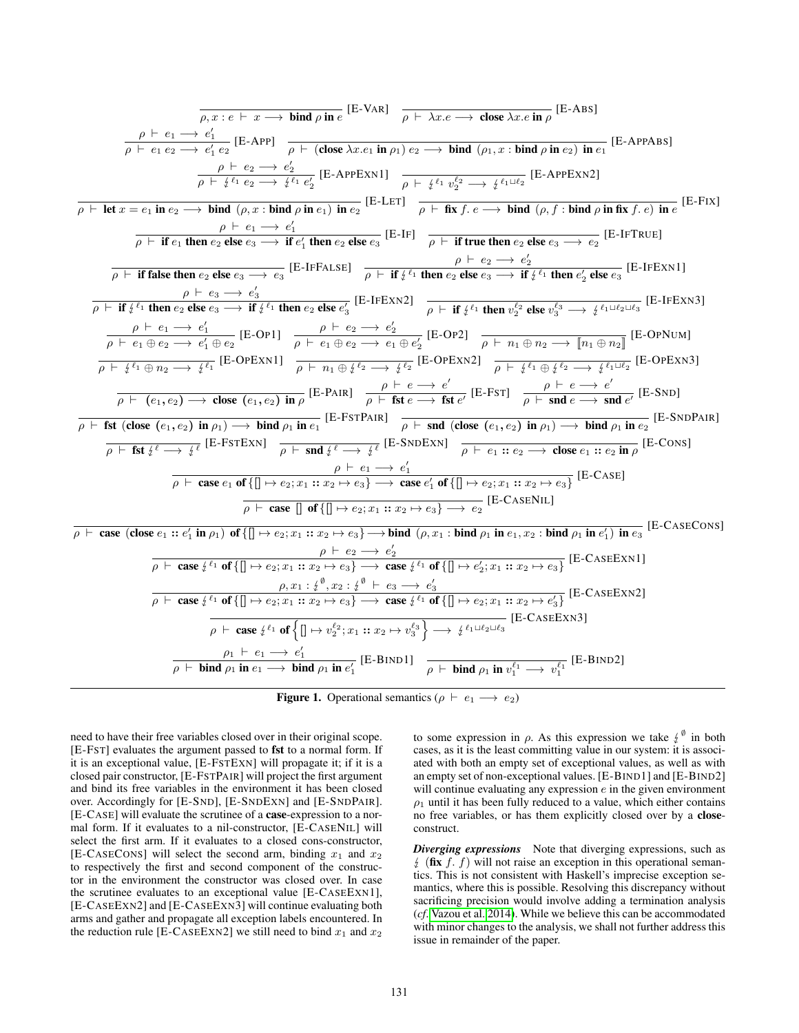$$\frac{}{\rho, x : e \vdash x \longrightarrow \textbf{bind}\ \rho\ \textbf{in}\ e}\ [\text{E-VAR}] \qquad \frac{}{\rho \vdash \lambda x.e \longrightarrow \textbf{close}\ \lambda x.e\ \textbf{in}\ \rho}\ [\text{E-ABS}]$$

$$\frac{\rho \vdash e_1 \longrightarrow e_1'}{\rho \vdash e_1\ e_2 \longrightarrow e_1'\ e_2}\ [\text{E-APP}] \qquad \frac{}{\rho \vdash (\textbf{close}\ \lambda x.e_1\ \textbf{in}\ \rho_1)\ e_2 \longrightarrow \textbf{bind}\ (\rho_1, x : \textbf{bind}\ \rho\ \textbf{in}\ e_2)\ \textbf{in}\ e_1}\ [\text{E-APPABS}]$$

$$\frac{\rho \vdash e_2 \longrightarrow e_2'}{\rho \vdash \lightning^{\ell_1}\ e_2 \longrightarrow \lightning^{\ell_1}\ e_2'}\ [\text{E-APPEXN1}] \qquad \frac{}{\rho \vdash \lightning^{\ell_1}\ v_2^{\ell_2} \longrightarrow \lightning^{\ell_1 \sqcup \ell_2}}\ [\text{E-APPEXN2}]$$

$$\frac{}{\rho \vdash \textbf{let}\ x = e_1\ \textbf{in}\ e_2 \longrightarrow \textbf{bind}\ (\rho, x : \textbf{bind}\ \rho\ \textbf{in}\ e_1)\ \textbf{in}\ e_2}\ [\text{E-LET}] \qquad \frac{}{\rho \vdash \textbf{fix}\ f.\ e \longrightarrow \textbf{bind}\ (\rho, f : \textbf{bind}\ \rho\ \textbf{in}\ \textbf{fix}\ f.\ e)\ \textbf{in}\ e}\ [\text{E-FIX}]$$

$$\frac{\rho \vdash e_1 \longrightarrow e_1'}{\rho \vdash \textbf{if}\ e_1\ \textbf{then}\ e_2\ \textbf{else}\ e_3 \longrightarrow \textbf{if}\ e_1'\ \textbf{then}\ e_2\ \textbf{else}\ e_3}\ [\text{E-IF}] \qquad \frac{}{\rho \vdash \textbf{if true then}\ e_2\ \textbf{else}\ e_3 \longrightarrow e_2}\ [\text{E-IFTRUE}]$$

$$\frac{}{\rho \vdash \textbf{if false then}\ e_2\ \textbf{else}\ e_3 \longrightarrow e_3}\ [\text{E-IFFALSE}] \qquad \frac{\rho \vdash e_2 \longrightarrow e_2'}{\rho \vdash \textbf{if}\ \lightning^{\ell_1}\ \textbf{then}\ e_2\ \textbf{else}\ e_3 \longrightarrow \textbf{if}\ \lightning^{\ell_1}\ \textbf{then}\ e_2'\ \textbf{else}\ e_3}\ [\text{E-IFEXN1}]$$

$$\frac{\rho \vdash e_3 \longrightarrow e_3'}{\rho \vdash \textbf{if}\ \lightning^{\ell_1}\ \textbf{then}\ e_2\ \textbf{else}\ e_3 \longrightarrow \textbf{if}\ \lightning^{\ell_1}\ \textbf{then}\ e_2\ \textbf{else}\ e_3'}\ [\text{E-IFEXN2}] \qquad \frac{}{\rho \vdash \textbf{if}\ \lightning^{\ell_1}\ \textbf{then}\ v_2^{\ell_2}\ \textbf{else}\ v_3^{\ell_3} \longrightarrow \lightning^{\ell_1 \sqcup \ell_2 \sqcup \ell_3}}\ [\text{E-IFEXN3}]$$

$$\frac{\rho \vdash e_1 \longrightarrow e_1'}{\rho \vdash e_1 \oplus e_2 \longrightarrow e_1' \oplus e_2}\ [\text{E-OP1}] \qquad \frac{\rho \vdash e_2 \longrightarrow e_2'}{\rho \vdash e_1 \oplus e_2 \longrightarrow e_1 \oplus e_2'}\ [\text{E-OP2}] \qquad \frac{}{\rho \vdash n_1 \oplus n_2 \longrightarrow [\![ n_1 \oplus n_2 ]\!]}\ [\text{E-OPNUM}]$$

$$\frac{}{\rho \vdash \lightning^{\ell_1} \oplus n_2 \longrightarrow \lightning^{\ell_1}}\ [\text{E-OPEXN1}] \qquad \frac{}{\rho \vdash n_1 \oplus \lightning^{\ell_2} \longrightarrow \lightning^{\ell_2}}\ [\text{E-OPEXN2}] \qquad \frac{}{\rho \vdash \lightning^{\ell_1} \oplus \lightning^{\ell_2} \longrightarrow \lightning^{\ell_1 \sqcup \ell_2}}\ [\text{E-OPEXN3}]$$

$$\frac{}{\rho \vdash (e_1, e_2) \longrightarrow \textbf{close}\ (e_1, e_2)\ \textbf{in}\ \rho}\ [\text{E-PAIR}] \qquad \frac{\rho \vdash e \longrightarrow e'}{\rho \vdash \textbf{fst}\ e \longrightarrow \textbf{fst}\ e'}\ [\text{E-FST}] \qquad \frac{\rho \vdash e \longrightarrow e'}{\rho \vdash \textbf{snd}\ e \longrightarrow \textbf{snd}\ e'}\ [\text{E-SND}]$$

$$\frac{}{\rho \vdash \textbf{fst}\ (\textbf{close}\ (e_1, e_2)\ \textbf{in}\ \rho_1) \longrightarrow \textbf{bind}\ \rho_1\ \textbf{in}\ e_1}\ [\text{E-FSTPAIR}] \qquad \frac{}{\rho \vdash \textbf{snd}\ (\textbf{close}\ (e_1, e_2)\ \textbf{in}\ \rho_1) \longrightarrow \textbf{bind}\ \rho_1\ \textbf{in}\ e_2}\ [\text{E-SNDPAIR}]$$

$$\frac{}{\rho \vdash \textbf{fst}\ \lightning^{\ell} \longrightarrow \lightning^{\ell}}\ [\text{E-FSTEXN}] \qquad \frac{}{\rho \vdash \textbf{snd}\ \lightning^{\ell} \longrightarrow \lightning^{\ell}}\ [\text{E-SNDEXN}] \qquad \frac{}{\rho \vdash e_1 :: e_2 \longrightarrow \textbf{close}\ e_1 :: e_2\ \textbf{in}\ \rho}\ [\text{E-CONS}]$$

$$\frac{\rho \vdash e_1 \longrightarrow e_1'}{\rho \vdash \textbf{case}\ e_1\ \textbf{of}\ \{[\,] \mapsto e_2; x_1 :: x_2 \mapsto e_3\} \longrightarrow \textbf{case}\ e_1'\ \textbf{of}\ \{[\,] \mapsto e_2; x_1 :: x_2 \mapsto e_3\}}\ [\text{E-CASE}]$$

$$\frac{}{\rho \vdash \textbf{case}\ [\,]\ \textbf{of}\ \{[\,] \mapsto e_2; x_1 :: x_2 \mapsto e_3\} \longrightarrow e_2}\ [\text{E-CASENIL}]$$

$$\frac{}{\rho \vdash \textbf{case}\ (\textbf{close}\ e_1 :: e_1'\ \textbf{in}\ \rho_1)\ \textbf{of}\ \{[\,] \mapsto e_2; x_1 :: x_2 \mapsto e_3\} \longrightarrow \textbf{bind}\ (\rho, x_1 : \textbf{bind}\ \rho_1\ \textbf{in}\ e_1, x_2 : \textbf{bind}\ \rho_1\ \textbf{in}\ e_1')\ \textbf{in}\ e_3}\ [\text{E-CASECONS}]$$

$$\frac{\rho \vdash e_2 \longrightarrow e_2'}{\rho \vdash \textbf{case}\ \lightning^{\ell_1}\ \textbf{of}\ \{[\,] \mapsto e_2; x_1 :: x_2 \mapsto e_3\} \longrightarrow \textbf{case}\ \lightning^{\ell_1}\ \textbf{of}\ \{[\,] \mapsto e_2'; x_1 :: x_2 \mapsto e_3\}}\ [\text{E-CASEEXN1}]$$

$$\frac{\rho, x_1 : \lightning^{\emptyset}, x_2 : \lightning^{\emptyset} \vdash e_3 \longrightarrow e_3'}{\rho \vdash \textbf{case}\ \lightning^{\ell_1}\ \textbf{of}\ \{[\,] \mapsto e_2; x_1 :: x_2 \mapsto e_3\} \longrightarrow \textbf{case}\ \lightning^{\ell_1}\ \textbf{of}\ \{[\,] \mapsto e_2; x_1 :: x_2 \mapsto e_3'\}}\ [\text{E-CASEEXN2}]$$

$$\frac{}{\rho \vdash \textbf{case}\ \lightning^{\ell_1}\ \textbf{of}\ \left\{[\,] \mapsto v_2^{\ell_2}; x_1 :: x_2 \mapsto v_3^{\ell_3}\right\} \longrightarrow \lightning^{\ell_1 \sqcup \ell_2 \sqcup \ell_3}}\ [\text{E-CASEEXN3}]$$

$$\frac{\rho_1 \vdash e_1 \longrightarrow e_1'}{\rho \vdash \textbf{bind}\ \rho_1\ \textbf{in}\ e_1 \longrightarrow \textbf{bind}\ \rho_1\ \textbf{in}\ e_1'}\ [\text{E-BIND1}] \qquad \frac{}{\rho \vdash \textbf{bind}\ \rho_1\ \textbf{in}\ v_1^{\ell_1} \longrightarrow v_1^{\ell_1}}\ [\text{E-BIND2}]$$

**Figure 1.** Operational semantics ($\rho \vdash e_1 \longrightarrow e_2$)

need to have their free variables closed over in their original scope. [E-FST] evaluates the argument passed to **fst** to a normal form. If it is an exceptional value, [E-FSTEXN] will propagate it; if it is a closed pair constructor, [E-FSTPAIR] will project the first argument and bind its free variables in the environment it has been closed over. Accordingly for [E-SND], [E-SNDEXN] and [E-SNDPAIR]. [E-CASE] will evaluate the scrutinee of a **case**-expression to a normal form. If it evaluates to a nil-constructor, [E-CASENIL] will select the first arm. If it evaluates to a closed cons-constructor, [E-CASECONS] will select the second arm, binding $x_1$ and $x_2$ to respectively the first and second component of the constructor in the environment the constructor was closed over. In case the scrutinee evaluates to an exceptional value [E-CASEEXN1], [E-CASEEXN2] and [E-CASEEXN3] will continue evaluating both arms and gather and propagate all exception labels encountered. In the reduction rule [E-CASEEXN2] we still need to bind $x_1$ and $x_2$ to some expression in $\rho$. As this expression we take $\lightning^{\emptyset}$ in both cases, as it is the least committing value in our system: it is associated with both an empty set of exceptional values, as well as with an empty set of non-exceptional values. [E-BIND1] and [E-BIND2] will continue evaluating any expression $e$ in the given environment $\rho_1$ until it has been fully reduced to a value, which either contains no free variables, or has them explicitly closed over by a **close**-construct.

***Diverging expressions*** Note that diverging expressions, such as $\lightning$ (**fix** $f.\ f$) will not raise an exception in this operational semantics. This is not consistent with Haskell's imprecise exception semantics, where this is possible. Resolving this discrepancy without sacrificing precision would involve adding a termination analysis (*cf.* Vazou et al. 2014). While we believe this can be accommodated with minor changes to the analysis, we shall not further address this issue in remainder of the paper.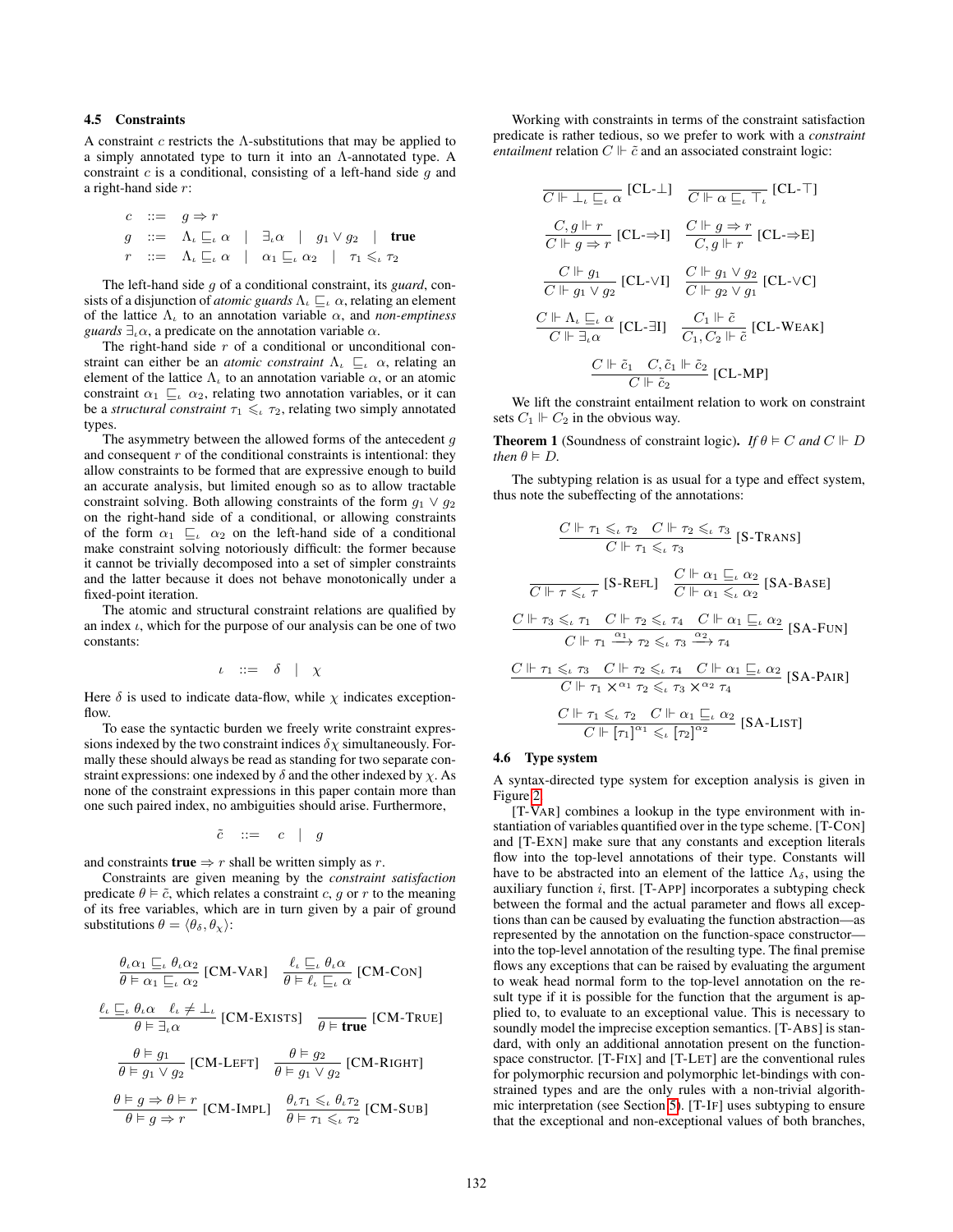### 4.5 Constraints

A constraint $c$ restricts the $\Lambda$-substitutions that may be applied to a simply annotated type to turn it into an $\Lambda$-annotated type. A constraint $c$ is a conditional, consisting of a left-hand side $g$ and a right-hand side $r$:

$$
\begin{array}{lcl}
c & ::= & g \Rightarrow r \\
g & ::= & \Lambda_\iota \sqsubseteq_\iota \alpha \quad | \quad \exists_\iota \alpha \quad | \quad g_1 \vee g_2 \quad | \quad \textbf{true} \\
r & ::= & \Lambda_\iota \sqsubseteq_\iota \alpha \quad | \quad \alpha_1 \sqsubseteq_\iota \alpha_2 \quad | \quad \tau_1 \leqslant_\iota \tau_2
\end{array}
$$

The left-hand side $g$ of a conditional constraint, its *guard*, consists of a disjunction of *atomic guards* $\Lambda_\iota \sqsubseteq_\iota \alpha$, relating an element of the lattice $\Lambda_\iota$ to an annotation variable $\alpha$, and *non-emptiness guards* $\exists_\iota \alpha$, a predicate on the annotation variable $\alpha$.

The right-hand side $r$ of a conditional or unconditional constraint can either be an *atomic constraint* $\Lambda_\iota \sqsubseteq_\iota \alpha$, relating an element of the lattice $\Lambda_\iota$ to an annotation variable $\alpha$, or an atomic constraint $\alpha_1 \sqsubseteq_\iota \alpha_2$, relating two annotation variables, or it can be a *structural constraint* $\tau_1 \leqslant_\iota \tau_2$, relating two simply annotated types.

The asymmetry between the allowed forms of the antecedent $g$ and consequent $r$ of the conditional constraints is intentional: they allow constraints to be formed that are expressive enough to build an accurate analysis, but limited enough so as to allow tractable constraint solving. Both allowing constraints of the form $g_1 \vee g_2$ on the right-hand side of a conditional, or allowing constraints of the form $\alpha_1 \sqsubseteq_\iota \alpha_2$ on the left-hand side of a conditional make constraint solving notoriously difficult: the former because it cannot be trivially decomposed into a set of simpler constraints and the latter because it does not behave monotonically under a fixed-point iteration.

The atomic and structural constraint relations are qualified by an index $\iota$, which for the purpose of our analysis can be one of two constants:

$$\iota \quad ::= \quad \delta \quad | \quad \chi$$

Here $\delta$ is used to indicate data-flow, while $\chi$ indicates exception-flow.

To ease the syntactic burden we freely write constraint expressions indexed by the two constraint indices $\delta\chi$ simultaneously. Formally these should always be read as standing for two separate constraint expressions: one indexed by $\delta$ and the other indexed by $\chi$. As none of the constraint expressions in this paper contain more than one such paired index, no ambiguities should arise. Furthermore,

$$\tilde{c} \quad ::= \quad c \quad | \quad g$$

and constraints $\textbf{true} \Rightarrow r$ shall be written simply as $r$.

Constraints are given meaning by the *constraint satisfaction* predicate $\theta \vDash \tilde{c}$, which relates a constraint $c$, $g$ or $r$ to the meaning of its free variables, which are in turn given by a pair of ground substitutions $\theta = \langle \theta_\delta, \theta_\chi \rangle$:

$$\frac{\theta_\iota \alpha_1 \sqsubseteq_\iota \theta_\iota \alpha_2}{\theta \vDash \alpha_1 \sqsubseteq_\iota \alpha_2}\ [\text{CM-VAR}] \qquad \frac{\ell_\iota \sqsubseteq_\iota \theta_\iota \alpha}{\theta \vDash \ell_\iota \sqsubseteq_\iota \alpha}\ [\text{CM-CON}]$$

$$\frac{\ell_\iota \sqsubseteq_\iota \theta_\iota \alpha \quad \ell_\iota \neq \bot_\iota}{\theta \vDash \exists_\iota \alpha}\ [\text{CM-EXISTS}] \qquad \frac{}{\theta \vDash \textbf{true}}\ [\text{CM-TRUE}]$$

$$\frac{\theta \vDash g_1}{\theta \vDash g_1 \vee g_2}\ [\text{CM-LEFT}] \qquad \frac{\theta \vDash g_2}{\theta \vDash g_1 \vee g_2}\ [\text{CM-RIGHT}]$$

$$\frac{\theta \vDash g \Rightarrow \theta \vDash r}{\theta \vDash g \Rightarrow r}\ [\text{CM-IMPL}] \qquad \frac{\theta_\iota \tau_1 \leqslant_\iota \theta_\iota \tau_2}{\theta \vDash \tau_1 \leqslant_\iota \tau_2}\ [\text{CM-SUB}]$$

Working with constraints in terms of the constraint satisfaction predicate is rather tedious, so we prefer to work with a *constraint entailment* relation $C \Vdash \tilde{c}$ and an associated constraint logic:

$$\frac{}{C \Vdash \bot_\iota \sqsubseteq_\iota \alpha}\ [\text{CL-}\bot] \qquad \frac{}{C \Vdash \alpha \sqsubseteq_\iota \top_\iota}\ [\text{CL-}\top]$$

$$\frac{C, g \Vdash r}{C \Vdash g \Rightarrow r}\ [\text{CL-}\Rightarrow\text{I}] \qquad \frac{C \Vdash g \Rightarrow r}{C, g \Vdash r}\ [\text{CL-}\Rightarrow\text{E}]$$

$$\frac{C \Vdash g_1}{C \Vdash g_1 \vee g_2}\ [\text{CL-}\vee\text{I}] \qquad \frac{C \Vdash g_1 \vee g_2}{C \Vdash g_2 \vee g_1}\ [\text{CL-}\vee\text{C}]$$

$$\frac{C \Vdash \Lambda_\iota \sqsubseteq_\iota \alpha}{C \Vdash \exists_\iota \alpha}\ [\text{CL-}\exists\text{I}] \qquad \frac{C_1 \Vdash \tilde{c}}{C_1, C_2 \Vdash \tilde{c}}\ [\text{CL-WEAK}]$$

$$\frac{C \Vdash \tilde{c}_1 \quad C, \tilde{c}_1 \Vdash \tilde{c}_2}{C \Vdash \tilde{c}_2}\ [\text{CL-MP}]$$

We lift the constraint entailment relation to work on constraint sets $C_1 \Vdash C_2$ in the obvious way.

**Theorem 1** (Soundness of constraint logic)**.** *If $\theta \vDash C$ and $C \Vdash D$ then $\theta \vDash D$.*

The subtyping relation is as usual for a type and effect system, thus note the subeffecting of the annotations:

$$\frac{C \Vdash \tau_1 \leqslant_\iota \tau_2 \quad C \Vdash \tau_2 \leqslant_\iota \tau_3}{C \Vdash \tau_1 \leqslant_\iota \tau_3}\ [\text{S-TRANS}]$$

$$\frac{}{C \Vdash \tau \leqslant_\iota \tau}\ [\text{S-REFL}] \qquad \frac{C \Vdash \alpha_1 \sqsubseteq_\iota \alpha_2}{C \Vdash \alpha_1 \leqslant_\iota \alpha_2}\ [\text{SA-BASE}]$$

$$\frac{C \Vdash \tau_3 \leqslant_\iota \tau_1 \quad C \Vdash \tau_2 \leqslant_\iota \tau_4 \quad C \Vdash \alpha_1 \sqsubseteq_\iota \alpha_2}{C \Vdash \tau_1 \xrightarrow{\alpha_1} \tau_2 \leqslant_\iota \tau_3 \xrightarrow{\alpha_2} \tau_4}\ [\text{SA-FUN}]$$

$$\frac{C \Vdash \tau_1 \leqslant_\iota \tau_3 \quad C \Vdash \tau_2 \leqslant_\iota \tau_4 \quad C \Vdash \alpha_1 \sqsubseteq_\iota \alpha_2}{C \Vdash \tau_1 \times^{\alpha_1} \tau_2 \leqslant_\iota \tau_3 \times^{\alpha_2} \tau_4}\ [\text{SA-PAIR}]$$

$$\frac{C \Vdash \tau_1 \leqslant_\iota \tau_2 \quad C \Vdash \alpha_1 \sqsubseteq_\iota \alpha_2}{C \Vdash [\tau_1]^{\alpha_1} \leqslant_\iota [\tau_2]^{\alpha_2}}\ [\text{SA-LIST}]$$

### 4.6 Type system

A syntax-directed type system for exception analysis is given in Figure 2.

[T-VAR] combines a lookup in the type environment with instantiation of variables quantified over in the type scheme. [T-CON] and [T-EXN] make sure that any constants and exception literals flow into the top-level annotations of their type. Constants will have to be abstracted into an element of the lattice $\Lambda_\delta$, using the auxiliary function $i$, first. [T-APP] incorporates a subtyping check between the formal and the actual parameter and flows all exceptions than can be caused by evaluating the function abstraction—as represented by the annotation on the function-space constructor—into the top-level annotation of the resulting type. The final premise flows any exceptions that can be raised by evaluating the argument to weak head normal form to the top-level annotation on the result type if it is possible for the function that the argument is applied to, to evaluate to an exceptional value. This is necessary to soundly model the imprecise exception semantics. [T-ABS] is standard, with only an additional annotation present on the function-space constructor. [T-FIX] and [T-LET] are the conventional rules for polymorphic recursion and polymorphic let-bindings with constrained types and are the only rules with a non-trivial algorithmic interpretation (see Section 5). [T-IF] uses subtyping to ensure that the exceptional and non-exceptional values of both branches,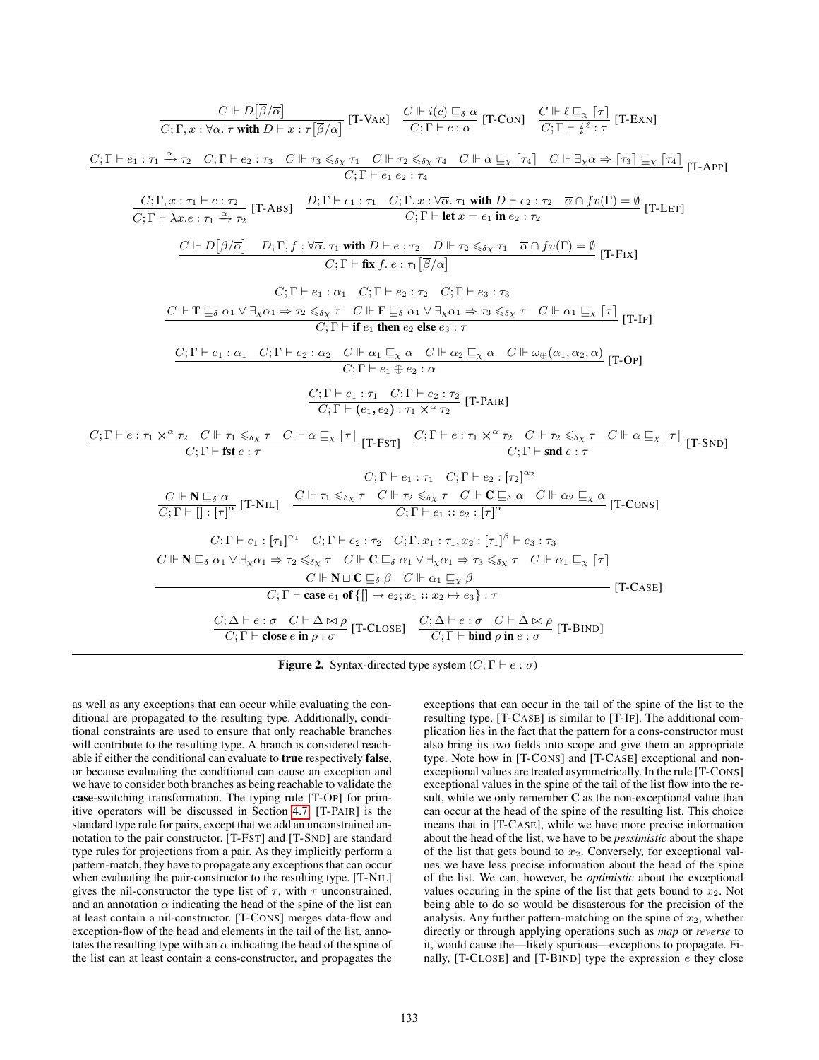$$\frac{C \Vdash D\left[\overline{\beta}/\overline{\alpha}\right]}{C; \Gamma, x : \forall \overline{\alpha}.\, \tau \textbf{ with } D \vdash x : \tau\left[\overline{\beta}/\overline{\alpha}\right]} \text{[T-VAR]} \quad \frac{C \Vdash i(c) \sqsubseteq_\delta \alpha}{C; \Gamma \vdash c : \alpha} \text{[T-CON]} \quad \frac{C \Vdash \ell \sqsubseteq_\chi \lceil \tau \rceil}{C; \Gamma \vdash \lightning^\ell : \tau} \text{[T-EXN]}$$

$$\frac{C; \Gamma \vdash e_1 : \tau_1 \xrightarrow{\alpha} \tau_2 \quad C; \Gamma \vdash e_2 : \tau_3 \quad C \Vdash \tau_3 \leqslant_{\delta\chi} \tau_1 \quad C \Vdash \tau_2 \leqslant_{\delta\chi} \tau_4 \quad C \Vdash \alpha \sqsubseteq_\chi \lceil \tau_4 \rceil \quad C \Vdash \exists_\chi \alpha \Rightarrow \lceil \tau_3 \rceil \sqsubseteq_\chi \lceil \tau_4 \rceil}{C; \Gamma \vdash e_1\ e_2 : \tau_4} \text{[T-APP]}$$

$$\frac{C; \Gamma, x : \tau_1 \vdash e : \tau_2}{C; \Gamma \vdash \lambda x.e : \tau_1 \xrightarrow{\alpha} \tau_2} \text{[T-ABS]} \quad \frac{D; \Gamma \vdash e_1 : \tau_1 \quad C; \Gamma, x : \forall \overline{\alpha}.\, \tau_1 \textbf{ with } D \vdash e_2 : \tau_2 \quad \overline{\alpha} \cap fv(\Gamma) = \emptyset}{C; \Gamma \vdash \textbf{let } x = e_1 \textbf{ in } e_2 : \tau_2} \text{[T-LET]}$$

$$\frac{C \Vdash D\left[\overline{\beta}/\overline{\alpha}\right] \quad D; \Gamma, f : \forall \overline{\alpha}.\, \tau_1 \textbf{ with } D \vdash e : \tau_2 \quad D \Vdash \tau_2 \leqslant_{\delta\chi} \tau_1 \quad \overline{\alpha} \cap fv(\Gamma) = \emptyset}{C; \Gamma \vdash \textbf{fix } f.\, e : \tau_1\left[\overline{\beta}/\overline{\alpha}\right]} \text{[T-FIX]}$$

$$\frac{\begin{array}{c} C; \Gamma \vdash e_1 : \alpha_1 \quad C; \Gamma \vdash e_2 : \tau_2 \quad C; \Gamma \vdash e_3 : \tau_3 \\ C \Vdash \mathbf{T} \sqsubseteq_\delta \alpha_1 \vee \exists_\chi \alpha_1 \Rightarrow \tau_2 \leqslant_{\delta\chi} \tau \quad C \Vdash \mathbf{F} \sqsubseteq_\delta \alpha_1 \vee \exists_\chi \alpha_1 \Rightarrow \tau_3 \leqslant_{\delta\chi} \tau \quad C \Vdash \alpha_1 \sqsubseteq_\chi \lceil \tau \rceil \end{array}}{C; \Gamma \vdash \textbf{if } e_1 \textbf{ then } e_2 \textbf{ else } e_3 : \tau} \text{[T-IF]}$$

$$\frac{C; \Gamma \vdash e_1 : \alpha_1 \quad C; \Gamma \vdash e_2 : \alpha_2 \quad C \Vdash \alpha_1 \sqsubseteq_\chi \alpha \quad C \Vdash \alpha_2 \sqsubseteq_\chi \alpha \quad C \Vdash \omega_\oplus(\alpha_1, \alpha_2, \alpha)}{C; \Gamma \vdash e_1 \oplus e_2 : \alpha} \text{[T-OP]}$$

$$\frac{C; \Gamma \vdash e_1 : \tau_1 \quad C; \Gamma \vdash e_2 : \tau_2}{C; \Gamma \vdash (e_1, e_2) : \tau_1 \times^\alpha \tau_2} \text{[T-PAIR]}$$

$$\frac{C; \Gamma \vdash e : \tau_1 \times^\alpha \tau_2 \quad C \Vdash \tau_1 \leqslant_{\delta\chi} \tau \quad C \Vdash \alpha \sqsubseteq_\chi \lceil \tau \rceil}{C; \Gamma \vdash \textbf{fst } e : \tau} \text{[T-FST]} \quad \frac{C; \Gamma \vdash e : \tau_1 \times^\alpha \tau_2 \quad C \Vdash \tau_2 \leqslant_{\delta\chi} \tau \quad C \Vdash \alpha \sqsubseteq_\chi \lceil \tau \rceil}{C; \Gamma \vdash \textbf{snd } e : \tau} \text{[T-SND]}$$

$$\frac{C \Vdash \mathbf{N} \sqsubseteq_\delta \alpha}{C; \Gamma \vdash [\,] : [\tau]^\alpha} \text{[T-NIL]} \quad \frac{\begin{array}{c} C; \Gamma \vdash e_1 : \tau_1 \quad C; \Gamma \vdash e_2 : [\tau_2]^{\alpha_2} \\ C \Vdash \tau_1 \leqslant_{\delta\chi} \tau \quad C \Vdash \tau_2 \leqslant_{\delta\chi} \tau \quad C \Vdash \mathbf{C} \sqsubseteq_\delta \alpha \quad C \Vdash \alpha_2 \sqsubseteq_\chi \alpha \end{array}}{C; \Gamma \vdash e_1 :: e_2 : [\tau]^\alpha} \text{[T-CONS]}$$

$$\frac{\begin{array}{c} C; \Gamma \vdash e_1 : [\tau_1]^{\alpha_1} \quad C; \Gamma \vdash e_2 : \tau_2 \quad C; \Gamma, x_1 : \tau_1, x_2 : [\tau_1]^\beta \vdash e_3 : \tau_3 \\ C \Vdash \mathbf{N} \sqsubseteq_\delta \alpha_1 \vee \exists_\chi \alpha_1 \Rightarrow \tau_2 \leqslant_{\delta\chi} \tau \quad C \Vdash \mathbf{C} \sqsubseteq_\delta \alpha_1 \vee \exists_\chi \alpha_1 \Rightarrow \tau_3 \leqslant_{\delta\chi} \tau \quad C \Vdash \alpha_1 \sqsubseteq_\chi \lceil \tau \rceil \\ C \Vdash \mathbf{N} \sqcup \mathbf{C} \sqsubseteq_\delta \beta \quad C \Vdash \alpha_1 \sqsubseteq_\chi \beta \end{array}}{C; \Gamma \vdash \textbf{case } e_1 \textbf{ of } \{[\,] \mapsto e_2; x_1 :: x_2 \mapsto e_3\} : \tau} \text{[T-CASE]}$$

$$\frac{C; \Delta \vdash e : \sigma \quad C \vdash \Delta \bowtie \rho}{C; \Gamma \vdash \textbf{close } e \textbf{ in } \rho : \sigma} \text{[T-CLOSE]} \quad \frac{C; \Delta \vdash e : \sigma \quad C \vdash \Delta \bowtie \rho}{C; \Gamma \vdash \textbf{bind } \rho \textbf{ in } e : \sigma} \text{[T-BIND]}$$

**Figure 2.** Syntax-directed type system ($C; \Gamma \vdash e : \sigma$)

as well as any exceptions that can occur while evaluating the conditional are propagated to the resulting type. Additionally, conditional constraints are used to ensure that only reachable branches will contribute to the resulting type. A branch is considered reachable if either the conditional can evaluate to **true** respectively **false**, or because evaluating the conditional can cause an exception and we have to consider both branches as being reachable to validate the **case**-switching transformation. The typing rule [T-OP] for primitive operators will be discussed in Section 4.7. [T-PAIR] is the standard type rule for pairs, except that we add an unconstrained annotation to the pair constructor. [T-FST] and [T-SND] are standard type rules for projections from a pair. As they implicitly perform a pattern-match, they have to propagate any exceptions that can occur when evaluating the pair-constructor to the resulting type. [T-NIL] gives the nil-constructor the type list of $\tau$, with $\tau$ unconstrained, and an annotation $\alpha$ indicating the head of the spine of the list can at least contain a nil-constructor. [T-CONS] merges data-flow and exception-flow of the head and elements in the tail of the list, annotates the resulting type with an $\alpha$ indicating the head of the spine of the list can at least contain a cons-constructor, and propagates the exceptions that can occur in the tail of the spine of the list to the resulting type. [T-CASE] is similar to [T-IF]. The additional complication lies in the fact that the pattern for a cons-constructor must also bring its two fields into scope and give them an appropriate type. Note how in [T-CONS] and [T-CASE] exceptional and non-exceptional values are treated asymmetrically. In the rule [T-CONS] exceptional values in the spine of the tail of the list flow into the result, while we only remember **C** as the non-exceptional value than can occur at the head of the spine of the resulting list. This choice means that in [T-CASE], while we have more precise information about the head of the list, we have to be *pessimistic* about the shape of the list that gets bound to $x_2$. Conversely, for exceptional values we have less precise information about the head of the spine of the list. We can, however, be *optimistic* about the exceptional values occuring in the spine of the list that gets bound to $x_2$. Not being able to do so would be disasterous for the precision of the analysis. Any further pattern-matching on the spine of $x_2$, whether directly or through applying operations such as *map* or *reverse* to it, would cause the—likely spurious—exceptions to propagate. Finally, [T-CLOSE] and [T-BIND] type the expression $e$ they close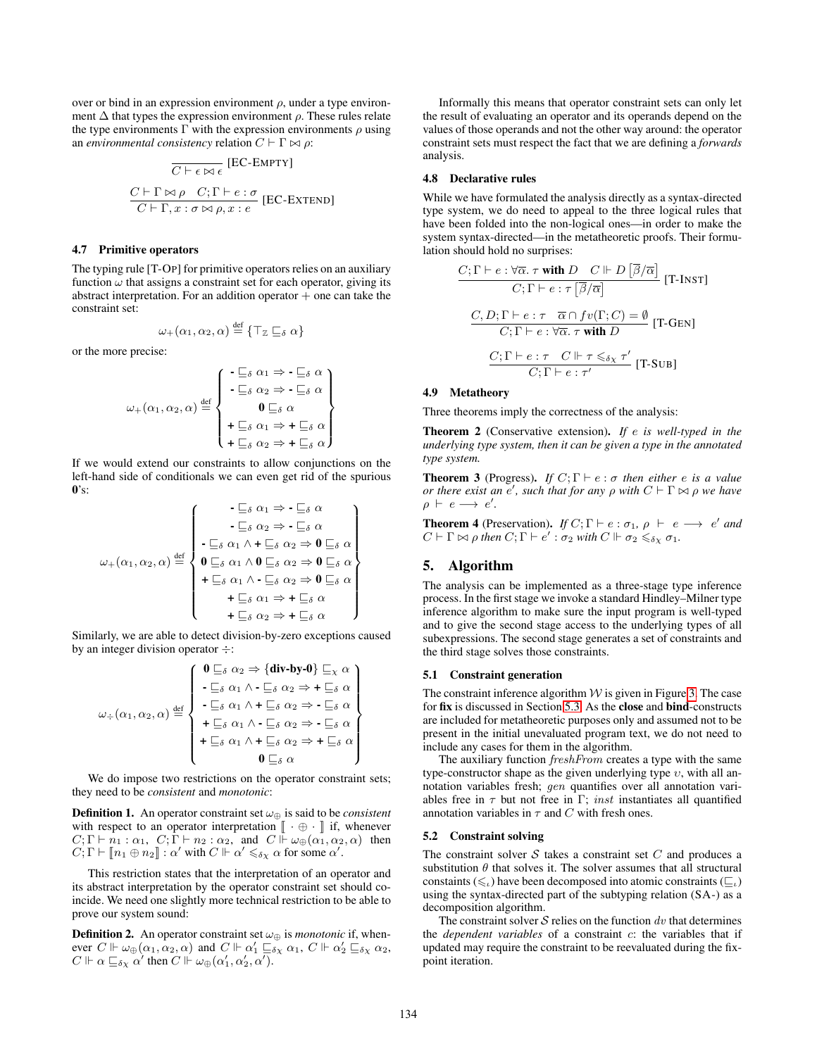over or bind in an expression environment $\rho$, under a type environment $\Delta$ that types the expression environment $\rho$. These rules relate the type environments $\Gamma$ with the expression environments $\rho$ using an *environmental consistency* relation $C \vdash \Gamma \bowtie \rho$:

$$\frac{}{C \vdash \epsilon \bowtie \epsilon} \text{[EC-EMPTY]}$$

$$\frac{C \vdash \Gamma \bowtie \rho \quad C; \Gamma \vdash e : \sigma}{C \vdash \Gamma, x : \sigma \bowtie \rho, x : e} \text{[EC-EXTEND]}$$

### 4.7 Primitive operators

The typing rule [T-OP] for primitive operators relies on an auxiliary function $\omega$ that assigns a constraint set for each operator, giving its abstract interpretation. For an addition operator $+$ one can take the constraint set:

$$\omega_{+}(\alpha_1, \alpha_2, \alpha) \stackrel{\text{def}}{=} \{\top_{\mathbb{Z}} \sqsubseteq_\delta \alpha\}$$

or the more precise:

$$\omega_{+}(\alpha_1, \alpha_2, \alpha) \stackrel{\text{def}}{=} \left\{\begin{array}{c} \textbf{-} \sqsubseteq_\delta \alpha_1 \Rightarrow \textbf{-} \sqsubseteq_\delta \alpha \\ \textbf{-} \sqsubseteq_\delta \alpha_2 \Rightarrow \textbf{-} \sqsubseteq_\delta \alpha \\ \mathbf{0} \sqsubseteq_\delta \alpha \\ \textbf{+} \sqsubseteq_\delta \alpha_1 \Rightarrow \textbf{+} \sqsubseteq_\delta \alpha \\ \textbf{+} \sqsubseteq_\delta \alpha_2 \Rightarrow \textbf{+} \sqsubseteq_\delta \alpha \end{array}\right\}$$

If we would extend our constraints to allow conjunctions on the left-hand side of conditionals we can even get rid of the spurious $\mathbf{0}$'s:

$$\omega_{+}(\alpha_1, \alpha_2, \alpha) \stackrel{\text{def}}{=} \left\{\begin{array}{c} \textbf{-} \sqsubseteq_\delta \alpha_1 \Rightarrow \textbf{-} \sqsubseteq_\delta \alpha \\ \textbf{-} \sqsubseteq_\delta \alpha_2 \Rightarrow \textbf{-} \sqsubseteq_\delta \alpha \\ \textbf{-} \sqsubseteq_\delta \alpha_1 \wedge \textbf{+} \sqsubseteq_\delta \alpha_2 \Rightarrow \mathbf{0} \sqsubseteq_\delta \alpha \\ \mathbf{0} \sqsubseteq_\delta \alpha_1 \wedge \mathbf{0} \sqsubseteq_\delta \alpha_2 \Rightarrow \mathbf{0} \sqsubseteq_\delta \alpha \\ \textbf{+} \sqsubseteq_\delta \alpha_1 \wedge \textbf{-} \sqsubseteq_\delta \alpha_2 \Rightarrow \mathbf{0} \sqsubseteq_\delta \alpha \\ \textbf{+} \sqsubseteq_\delta \alpha_1 \Rightarrow \textbf{+} \sqsubseteq_\delta \alpha \\ \textbf{+} \sqsubseteq_\delta \alpha_2 \Rightarrow \textbf{+} \sqsubseteq_\delta \alpha \end{array}\right\}$$

Similarly, we are able to detect division-by-zero exceptions caused by an integer division operator $\div$:

$$\omega_{\div}(\alpha_1, \alpha_2, \alpha) \stackrel{\text{def}}{=} \left\{\begin{array}{c} \mathbf{0} \sqsubseteq_\delta \alpha_2 \Rightarrow \{\textbf{div-by-0}\} \sqsubseteq_\chi \alpha \\ \textbf{-} \sqsubseteq_\delta \alpha_1 \wedge \textbf{-} \sqsubseteq_\delta \alpha_2 \Rightarrow \textbf{+} \sqsubseteq_\delta \alpha \\ \textbf{-} \sqsubseteq_\delta \alpha_1 \wedge \textbf{+} \sqsubseteq_\delta \alpha_2 \Rightarrow \textbf{-} \sqsubseteq_\delta \alpha \\ \textbf{+} \sqsubseteq_\delta \alpha_1 \wedge \textbf{-} \sqsubseteq_\delta \alpha_2 \Rightarrow \textbf{-} \sqsubseteq_\delta \alpha \\ \textbf{+} \sqsubseteq_\delta \alpha_1 \wedge \textbf{+} \sqsubseteq_\delta \alpha_2 \Rightarrow \textbf{+} \sqsubseteq_\delta \alpha \\ \mathbf{0} \sqsubseteq_\delta \alpha \end{array}\right\}$$

We do impose two restrictions on the operator constraint sets; they need to be *consistent* and *monotonic*:

**Definition 1.** An operator constraint set $\omega_\oplus$ is said to be *consistent* with respect to an operator interpretation $[\![ \cdot \oplus \cdot ]\!]$ if, whenever $C; \Gamma \vdash n_1 : \alpha_1$, $C; \Gamma \vdash n_2 : \alpha_2$, and $C \Vdash \omega_\oplus(\alpha_1, \alpha_2, \alpha)$ then $C; \Gamma \vdash [\![n_1 \oplus n_2]\!] : \alpha'$ with $C \Vdash \alpha' \leqslant_{\delta\chi} \alpha$ for some $\alpha'$.

This restriction states that the interpretation of an operator and its abstract interpretation by the operator constraint set should coincide. We need one slightly more technical restriction to be able to prove our system sound:

**Definition 2.** An operator constraint set $\omega_\oplus$ is *monotonic* if, whenever $C \Vdash \omega_\oplus(\alpha_1, \alpha_2, \alpha)$ and $C \Vdash \alpha_1' \sqsubseteq_{\delta\chi} \alpha_1$, $C \Vdash \alpha_2' \sqsubseteq_{\delta\chi} \alpha_2$, $C \Vdash \alpha \sqsubseteq_{\delta\chi} \alpha'$ then $C \Vdash \omega_\oplus(\alpha_1', \alpha_2', \alpha')$.

Informally this means that operator constraint sets can only let the result of evaluating an operator and its operands depend on the values of those operands and not the other way around: the operator constraint sets must respect the fact that we are defining a *forwards* analysis.

### 4.8 Declarative rules

While we have formulated the analysis directly as a syntax-directed type system, we do need to appeal to the three logical rules that have been folded into the non-logical ones—in order to make the system syntax-directed—in the metatheoretic proofs. Their formulation should hold no surprises:

$$\frac{C; \Gamma \vdash e : \forall \overline{\alpha}.\ \tau \textbf{ with } D \quad C \Vdash D\left[\overline{\beta}/\overline{\alpha}\right]}{C; \Gamma \vdash e : \tau\left[\overline{\beta}/\overline{\alpha}\right]} \text{[T-INST]}$$

$$\frac{C, D; \Gamma \vdash e : \tau \quad \overline{\alpha} \cap fv(\Gamma; C) = \emptyset}{C; \Gamma \vdash e : \forall \overline{\alpha}.\ \tau \textbf{ with } D} \text{[T-GEN]}$$

$$\frac{C; \Gamma \vdash e : \tau \quad C \Vdash \tau \leqslant_{\delta\chi} \tau'}{C; \Gamma \vdash e : \tau'} \text{[T-SUB]}$$

### 4.9 Metatheory

Three theorems imply the correctness of the analysis:

**Theorem 2** (Conservative extension). *If $e$ is well-typed in the underlying type system, then it can be given a type in the annotated type system.*

**Theorem 3** (Progress). *If $C; \Gamma \vdash e : \sigma$ then either $e$ is a value or there exist an $e'$, such that for any $\rho$ with $C \vdash \Gamma \bowtie \rho$ we have $\rho \vdash e \longrightarrow e'$.*

**Theorem 4** (Preservation). *If $C; \Gamma \vdash e : \sigma_1$, $\rho \vdash e \longrightarrow e'$ and $C \vdash \Gamma \bowtie \rho$ then $C; \Gamma \vdash e' : \sigma_2$ with $C \Vdash \sigma_2 \leqslant_{\delta\chi} \sigma_1$.*

## 5. Algorithm

The analysis can be implemented as a three-stage type inference process. In the first stage we invoke a standard Hindley–Milner type inference algorithm to make sure the input program is well-typed and to give the second stage access to the underlying types of all subexpressions. The second stage generates a set of constraints and the third stage solves those constraints.

### 5.1 Constraint generation

The constraint inference algorithm $\mathcal{W}$ is given in Figure 3. The case for **fix** is discussed in Section 5.3. As the **close** and **bind**-constructs are included for metatheoretic purposes only and assumed not to be present in the initial unevaluated program text, we do not need to include any cases for them in the algorithm.

The auxiliary function *freshFrom* creates a type with the same type-constructor shape as the given underlying type $v$, with all annotation variables fresh; *gen* quantifies over all annotation variables free in $\tau$ but not free in $\Gamma$; *inst* instantiates all quantified annotation variables in $\tau$ and $C$ with fresh ones.

### 5.2 Constraint solving

The constraint solver $\mathcal{S}$ takes a constraint set $C$ and produces a substitution $\theta$ that solves it. The solver assumes that all structural constaints ($\leqslant_\iota$) have been decomposed into atomic constraints ($\sqsubseteq_\iota$) using the syntax-directed part of the subtyping relation (SA-) as a decomposition algorithm.

The constraint solver $\mathcal{S}$ relies on the function $dv$ that determines the *dependent variables* of a constraint $c$: the variables that if updated may require the constraint to be reevaluated during the fixpoint iteration.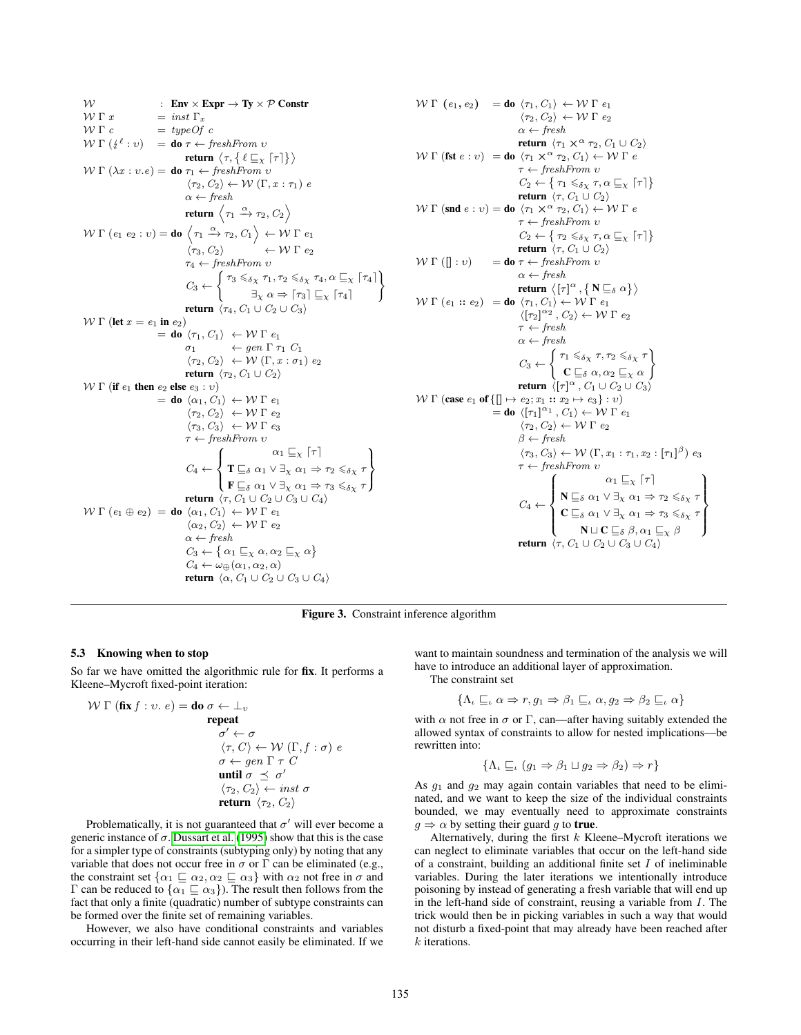$$
\begin{array}{lll}
\mathcal{W} & : & \textbf{Env} \times \textbf{Expr} \to \textbf{Ty} \times \mathcal{P}\ \textbf{Constr} \\
\mathcal{W}\ \Gamma\ x & = & \mathit{inst}\ \Gamma_x \\
\mathcal{W}\ \Gamma\ c & = & \mathit{typeOf}\ c \\
\mathcal{W}\ \Gamma\ (\lightning^{\ell} : \upsilon) & = & \textbf{do}\ \tau \leftarrow \mathit{freshFrom}\ \upsilon \\
& & \quad \textbf{return}\ \left\langle \tau, \{\ \ell \sqsubseteq_\chi \lceil\tau\rceil \}\right\rangle \\
\mathcal{W}\ \Gamma\ (\lambda x : \upsilon.e) & = & \textbf{do}\ \tau_1 \leftarrow \mathit{freshFrom}\ \upsilon \\
& & \quad \langle \tau_2, C_2\rangle \leftarrow \mathcal{W}\ (\Gamma, x : \tau_1)\ e \\
& & \quad \alpha \leftarrow \mathit{fresh} \\
& & \quad \textbf{return}\ \left\langle \tau_1 \xrightarrow{\alpha} \tau_2, C_2 \right\rangle \\
\mathcal{W}\ \Gamma\ (e_1\ e_2 : \upsilon) & = & \textbf{do}\ \left\langle \tau_1 \xrightarrow{\alpha} \tau_2, C_1 \right\rangle \leftarrow \mathcal{W}\ \Gamma\ e_1 \\
& & \quad \langle \tau_3, C_2\rangle \leftarrow \mathcal{W}\ \Gamma\ e_2 \\
& & \quad \tau_4 \leftarrow \mathit{freshFrom}\ \upsilon \\
& & \quad C_3 \leftarrow \left\{ \begin{array}{c} \tau_3 \leqslant_{\delta\chi} \tau_1, \tau_2 \leqslant_{\delta\chi} \tau_4, \alpha \sqsubseteq_\chi \lceil\tau_4\rceil \\ \exists_\chi\ \alpha \Rightarrow \lceil\tau_3\rceil \sqsubseteq_\chi \lceil\tau_4\rceil \end{array} \right\} \\
& & \quad \textbf{return}\ \langle \tau_4, C_1 \cup C_2 \cup C_3\rangle \\
\mathcal{W}\ \Gamma\ (\textbf{let}\ x = e_1\ \textbf{in}\ e_2) & = & \textbf{do}\ \langle \tau_1, C_1\rangle \leftarrow \mathcal{W}\ \Gamma\ e_1 \\
& & \quad \sigma_1 \leftarrow \mathit{gen}\ \Gamma\ \tau_1\ C_1 \\
& & \quad \langle \tau_2, C_2\rangle \leftarrow \mathcal{W}\ (\Gamma, x : \sigma_1)\ e_2 \\
& & \quad \textbf{return}\ \langle \tau_2, C_1 \cup C_2\rangle \\
\mathcal{W}\ \Gamma\ (\textbf{if}\ e_1\ \textbf{then}\ e_2\ \textbf{else}\ e_3 : \upsilon) & = & \textbf{do}\ \langle \alpha_1, C_1\rangle \leftarrow \mathcal{W}\ \Gamma\ e_1 \\
& & \quad \langle \tau_2, C_2\rangle \leftarrow \mathcal{W}\ \Gamma\ e_2 \\
& & \quad \langle \tau_3, C_3\rangle \leftarrow \mathcal{W}\ \Gamma\ e_3 \\
& & \quad \tau \leftarrow \mathit{freshFrom}\ \upsilon \\
& & \quad C_4 \leftarrow \left\{ \begin{array}{c} \alpha_1 \sqsubseteq_\chi \lceil\tau\rceil \\ \mathbf{T} \sqsubseteq_\delta \alpha_1 \vee \exists_\chi\ \alpha_1 \Rightarrow \tau_2 \leqslant_{\delta\chi} \tau \\ \mathbf{F} \sqsubseteq_\delta \alpha_1 \vee \exists_\chi\ \alpha_1 \Rightarrow \tau_3 \leqslant_{\delta\chi} \tau \end{array} \right\} \\
& & \quad \textbf{return}\ \langle \tau, C_1 \cup C_2 \cup C_3 \cup C_4\rangle \\
\mathcal{W}\ \Gamma\ (e_1 \oplus e_2) & = & \textbf{do}\ \langle \alpha_1, C_1\rangle \leftarrow \mathcal{W}\ \Gamma\ e_1 \\
& & \quad \langle \alpha_2, C_2\rangle \leftarrow \mathcal{W}\ \Gamma\ e_2 \\
& & \quad \alpha \leftarrow \mathit{fresh} \\
& & \quad C_3 \leftarrow \{\ \alpha_1 \sqsubseteq_\chi \alpha, \alpha_2 \sqsubseteq_\chi \alpha \} \\
& & \quad C_4 \leftarrow \omega_\oplus(\alpha_1, \alpha_2, \alpha) \\
& & \quad \textbf{return}\ \langle \alpha, C_1 \cup C_2 \cup C_3 \cup C_4\rangle
\end{array}
$$

$$
\begin{array}{lll}
\mathcal{W}\ \Gamma\ (e_1, e_2) & = & \textbf{do}\ \langle \tau_1, C_1\rangle \leftarrow \mathcal{W}\ \Gamma\ e_1 \\
& & \quad \langle \tau_2, C_2\rangle \leftarrow \mathcal{W}\ \Gamma\ e_2 \\
& & \quad \alpha \leftarrow \mathit{fresh} \\
& & \quad \textbf{return}\ \langle \tau_1 \times^\alpha \tau_2, C_1 \cup C_2\rangle \\
\mathcal{W}\ \Gamma\ (\textbf{fst}\ e : \upsilon) & = & \textbf{do}\ \langle \tau_1 \times^\alpha \tau_2, C_1\rangle \leftarrow \mathcal{W}\ \Gamma\ e \\
& & \quad \tau \leftarrow \mathit{freshFrom}\ \upsilon \\
& & \quad C_2 \leftarrow \{\ \tau_1 \leqslant_{\delta\chi} \tau, \alpha \sqsubseteq_\chi \lceil\tau\rceil \} \\
& & \quad \textbf{return}\ \langle \tau, C_1 \cup C_2\rangle \\
\mathcal{W}\ \Gamma\ (\textbf{snd}\ e : \upsilon) & = & \textbf{do}\ \langle \tau_1 \times^\alpha \tau_2, C_1\rangle \leftarrow \mathcal{W}\ \Gamma\ e \\
& & \quad \tau \leftarrow \mathit{freshFrom}\ \upsilon \\
& & \quad C_2 \leftarrow \{\ \tau_2 \leqslant_{\delta\chi} \tau, \alpha \sqsubseteq_\chi \lceil\tau\rceil \} \\
& & \quad \textbf{return}\ \langle \tau, C_1 \cup C_2\rangle \\
\mathcal{W}\ \Gamma\ ([] : \upsilon) & = & \textbf{do}\ \tau \leftarrow \mathit{freshFrom}\ \upsilon \\
& & \quad \alpha \leftarrow \mathit{fresh} \\
& & \quad \textbf{return}\ \left\langle [\tau]^\alpha, \{\ \mathbf{N} \sqsubseteq_\delta \alpha\} \right\rangle \\
\mathcal{W}\ \Gamma\ (e_1 :: e_2) & = & \textbf{do}\ \langle \tau_1, C_1\rangle \leftarrow \mathcal{W}\ \Gamma\ e_1 \\
& & \quad \langle [\tau_2]^{\alpha_2}, C_2\rangle \leftarrow \mathcal{W}\ \Gamma\ e_2 \\
& & \quad \tau \leftarrow \mathit{fresh} \\
& & \quad \alpha \leftarrow \mathit{fresh} \\
& & \quad C_3 \leftarrow \left\{ \begin{array}{c} \tau_1 \leqslant_{\delta\chi} \tau, \tau_2 \leqslant_{\delta\chi} \tau \\ \mathbf{C} \sqsubseteq_\delta \alpha, \alpha_2 \sqsubseteq_\chi \alpha \end{array} \right\} \\
& & \quad \textbf{return}\ \langle [\tau]^\alpha, C_1 \cup C_2 \cup C_3\rangle \\
\mathcal{W}\ \Gamma\ (\textbf{case}\ e_1\ \textbf{of}\ \{[] \mapsto e_2; x_1 :: x_2 \mapsto e_3\} : \upsilon) & = & \textbf{do}\ \langle [\tau_1]^{\alpha_1}, C_1\rangle \leftarrow \mathcal{W}\ \Gamma\ e_1 \\
& & \quad \langle \tau_2, C_2\rangle \leftarrow \mathcal{W}\ \Gamma\ e_2 \\
& & \quad \beta \leftarrow \mathit{fresh} \\
& & \quad \langle \tau_3, C_3\rangle \leftarrow \mathcal{W}\ (\Gamma, x_1 : \tau_1, x_2 : [\tau_1]^\beta)\ e_3 \\
& & \quad \tau \leftarrow \mathit{freshFrom}\ \upsilon \\
& & \quad C_4 \leftarrow \left\{ \begin{array}{c} \alpha_1 \sqsubseteq_\chi \lceil\tau\rceil \\ \mathbf{N} \sqsubseteq_\delta \alpha_1 \vee \exists_\chi\ \alpha_1 \Rightarrow \tau_2 \leqslant_{\delta\chi} \tau \\ \mathbf{C} \sqsubseteq_\delta \alpha_1 \vee \exists_\chi\ \alpha_1 \Rightarrow \tau_3 \leqslant_{\delta\chi} \tau \\ \mathbf{N} \sqcup \mathbf{C} \sqsubseteq_\delta \beta, \alpha_1 \sqsubseteq_\chi \beta \end{array} \right\} \\
& & \quad \textbf{return}\ \langle \tau, C_1 \cup C_2 \cup C_3 \cup C_4\rangle
\end{array}
$$

**Figure 3.** Constraint inference algorithm

### 5.3 Knowing when to stop

So far we have omitted the algorithmic rule for **fix**. It performs a Kleene–Mycroft fixed-point iteration:

$$
\begin{array}{lll}
\mathcal{W}\ \Gamma\ (\textbf{fix}\ f : \upsilon.\ e) & = & \textbf{do}\ \sigma \leftarrow \bot_\upsilon \\
& & \quad \textbf{repeat} \\
& & \quad\quad \sigma' \leftarrow \sigma \\
& & \quad\quad \langle \tau, C\rangle \leftarrow \mathcal{W}\ (\Gamma, f : \sigma)\ e \\
& & \quad\quad \sigma \leftarrow \mathit{gen}\ \Gamma\ \tau\ C \\
& & \quad \textbf{until}\ \sigma\ \preceq\ \sigma' \\
& & \quad \langle \tau_2, C_2\rangle \leftarrow \mathit{inst}\ \sigma \\
& & \quad \textbf{return}\ \langle \tau_2, C_2\rangle
\end{array}
$$

Problematically, it is not guaranteed that $\sigma'$ will ever become a generic instance of $\sigma$. Dussart et al. (1995) show that this is the case for a simpler type of constraints (subtyping only) by noting that any variable that does not occur free in $\sigma$ or $\Gamma$ can be eliminated (e.g., the constraint set $\{\alpha_1 \sqsubseteq \alpha_2, \alpha_2 \sqsubseteq \alpha_3\}$ with $\alpha_2$ not free in $\sigma$ and $\Gamma$ can be reduced to $\{\alpha_1 \sqsubseteq \alpha_3\}$). The result then follows from the fact that only a finite (quadratic) number of subtype constraints can be formed over the finite set of remaining variables.

However, we also have conditional constraints and variables occurring in their left-hand side cannot easily be eliminated. If we want to maintain soundness and termination of the analysis we will have to introduce an additional layer of approximation.

The constraint set

$$\{\Lambda_\iota \sqsubseteq_\iota \alpha \Rightarrow r, g_1 \Rightarrow \beta_1 \sqsubseteq_\iota \alpha, g_2 \Rightarrow \beta_2 \sqsubseteq_\iota \alpha\}$$

with $\alpha$ not free in $\sigma$ or $\Gamma$, can—after having suitably extended the allowed syntax of constraints to allow for nested implications—be rewritten into:

$$\{\Lambda_\iota \sqsubseteq_\iota (g_1 \Rightarrow \beta_1 \sqcup g_2 \Rightarrow \beta_2) \Rightarrow r\}$$

As $g_1$ and $g_2$ may again contain variables that need to be eliminated, and we want to keep the size of the individual constraints bounded, we may eventually need to approximate constraints $g \Rightarrow \alpha$ by setting their guard $g$ to **true**.

Alternatively, during the first $k$ Kleene–Mycroft iterations we can neglect to eliminate variables that occur on the left-hand side of a constraint, building an additional finite set $I$ of ineliminable variables. During the later iterations we intentionally introduce poisoning by instead of generating a fresh variable that will end up in the left-hand side of constraint, reusing a variable from $I$. The trick would then be in picking variables in such a way that would not disturb a fixed-point that may already have been reached after $k$ iterations.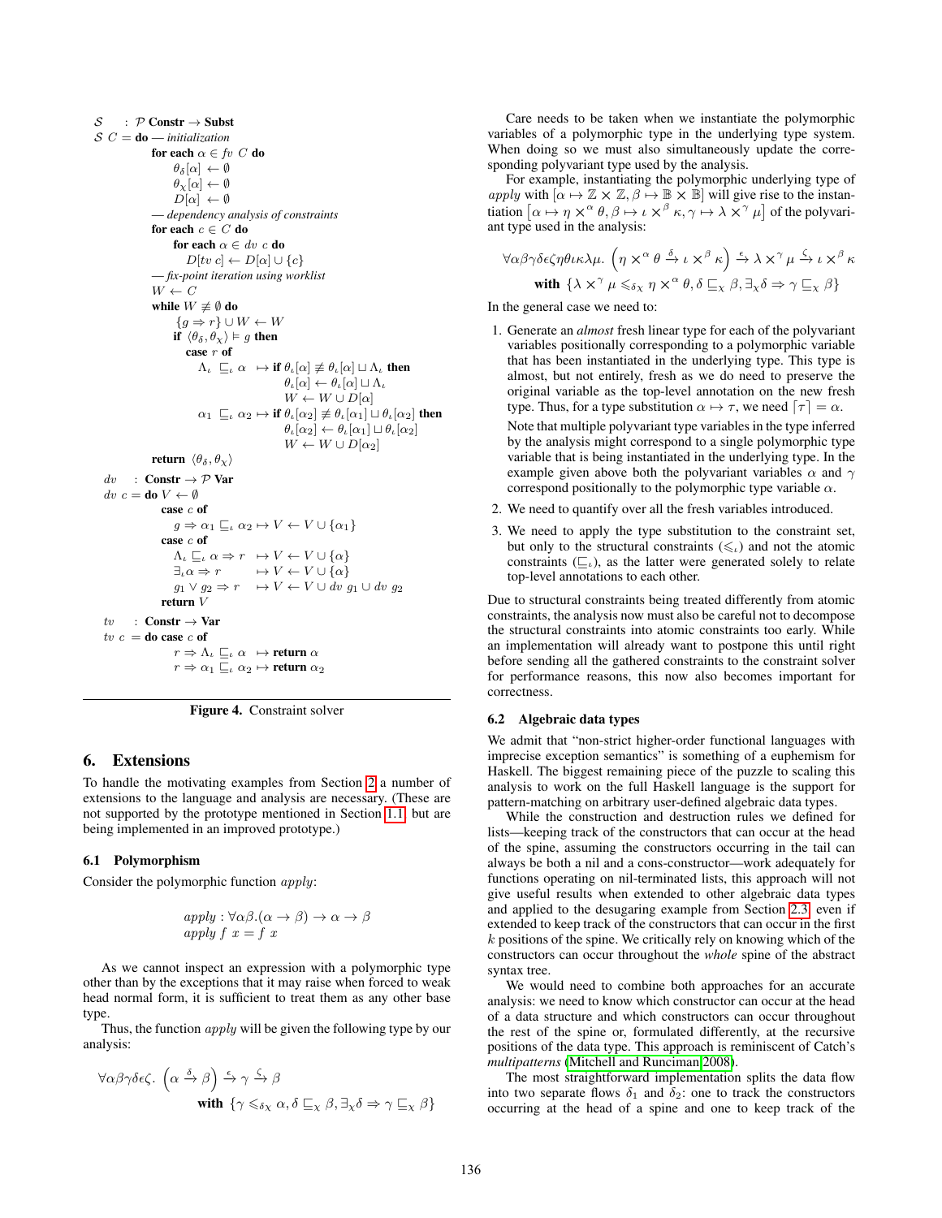```
S   : P Constr → Subst
S C = do — initialization
        for each α ∈ fv C do
            θ_δ[α] ← ∅
            θ_χ[α] ← ∅
            D[α]  ← ∅
        — dependency analysis of constraints
        for each c ∈ C do
            for each α ∈ dv c do
                D[tv c] ← D[α] ∪ {c}
        — fix-point iteration using worklist
        W ← C
        while W ≢ ∅ do
            {g ⇒ r} ∪ W ← W
            if ⟨θ_δ, θ_χ⟩ ⊨ g then
                case r of
                    Λ_ι ⊑_ι α   ↦ if θ_ι[α] ≢ θ_ι[α] ⊔ Λ_ι then
                                     θ_ι[α] ← θ_ι[α] ⊔ Λ_ι
                                     W ← W ∪ D[α]
                    α₁ ⊑_ι α₂ ↦ if θ_ι[α₂] ≢ θ_ι[α₁] ⊔ θ_ι[α₂] then
                                     θ_ι[α₂] ← θ_ι[α₁] ⊔ θ_ι[α₂]
                                     W ← W ∪ D[α₂]
        return ⟨θ_δ, θ_χ⟩

dv   : Constr → P Var
dv c = do V ← ∅
          case c of
              g ⇒ α₁ ⊑_ι α₂ ↦ V ← V ∪ {α₁}
          case c of
              Λ_ι ⊑_ι α ⇒ r   ↦ V ← V ∪ {α}
              ∃_ι α ⇒ r        ↦ V ← V ∪ {α}
              g₁ ∨ g₂ ⇒ r     ↦ V ← V ∪ dv g₁ ∪ dv g₂
          return V

tv   : Constr → Var
tv c = do case c of
              r ⇒ Λ_ι ⊑_ι α   ↦ return α
              r ⇒ α₁ ⊑_ι α₂ ↦ return α₂
```

**Figure 4.** Constraint solver

# 6. Extensions

To handle the motivating examples from Section 2 a number of extensions to the language and analysis are necessary. (These are not supported by the prototype mentioned in Section 1.1, but are being implemented in an improved prototype.)

## 6.1 Polymorphism

Consider the polymorphic function *apply*:

$$apply : \forall \alpha\beta.(\alpha \to \beta) \to \alpha \to \beta$$
$$apply\ f\ x = f\ x$$

As we cannot inspect an expression with a polymorphic type other than by the exceptions that it may raise when forced to weak head normal form, it is sufficient to treat them as any other base type.

Thus, the function *apply* will be given the following type by our analysis:

$$\forall \alpha\beta\gamma\delta\epsilon\zeta.\ \left(\alpha \xrightarrow{\delta} \beta\right) \xrightarrow{\epsilon} \gamma \xrightarrow{\zeta} \beta$$
$$\textbf{with}\ \{\gamma \leqslant_{\delta\chi} \alpha, \delta \sqsubseteq_\chi \beta, \exists_\chi \delta \Rightarrow \gamma \sqsubseteq_\chi \beta\}$$

Care needs to be taken when we instantiate the polymorphic variables of a polymorphic type in the underlying type system. When doing so we must also simultaneously update the corresponding polyvariant type used by the analysis.

For example, instantiating the polymorphic underlying type of *apply* with $[\alpha \mapsto \mathbb{Z} \times \mathbb{Z}, \beta \mapsto \mathbb{B} \times \mathbb{B}]$ will give rise to the instantiation $\left[\alpha \mapsto \eta \times^\alpha \theta, \beta \mapsto \iota \times^\beta \kappa, \gamma \mapsto \lambda \times^\gamma \mu\right]$ of the polyvariant type used in the analysis:

$$\forall \alpha\beta\gamma\delta\epsilon\zeta\eta\theta\iota\kappa\lambda\mu.\ \left(\eta \times^\alpha \theta \xrightarrow{\delta} \iota \times^\beta \kappa\right) \xrightarrow{\epsilon} \lambda \times^\gamma \mu \xrightarrow{\zeta} \iota \times^\beta \kappa$$
$$\textbf{with}\ \{\lambda \times^\gamma \mu \leqslant_{\delta\chi} \eta \times^\alpha \theta, \delta \sqsubseteq_\chi \beta, \exists_\chi \delta \Rightarrow \gamma \sqsubseteq_\chi \beta\}$$

In the general case we need to:

1. Generate an *almost* fresh linear type for each of the polyvariant variables positionally corresponding to a polymorphic variable that has been instantiated in the underlying type. This type is almost, but not entirely, fresh as we do need to preserve the original variable as the top-level annotation on the new fresh type. Thus, for a type substitution $\alpha \mapsto \tau$, we need $\lceil \tau \rceil = \alpha$.

   Note that multiple polyvariant type variables in the type inferred by the analysis might correspond to a single polymorphic type variable in the underlying type that is being instantiated in the underlying type. In the example given above both the polyvariant variables $\alpha$ and $\gamma$ correspond positionally to the polymorphic type variable $\alpha$.
2. We need to quantify over all the fresh variables introduced.
3. We need to apply the type substitution to the constraint set, but only to the structural constraints ($\leqslant_\iota$) and not the atomic constraints ($\sqsubseteq_\iota$), as the latter were generated solely to relate top-level annotations to each other.

Due to structural constraints being treated differently from atomic constraints, the analysis now must also be careful not to decompose the structural constraints into atomic constraints too early. While an implementation will already want to postpone this until right before sending all the gathered constraints to the constraint solver for performance reasons, this now also becomes important for correctness.

## 6.2 Algebraic data types

We admit that "non-strict higher-order functional languages with imprecise exception semantics" is something of a euphemism for Haskell. The biggest remaining piece of the puzzle to scaling this analysis to work on the full Haskell language is the support for pattern-matching on arbitrary user-defined algebraic data types.

While the construction and destruction rules we defined for lists—keeping track of the constructors that can occur at the head of the spine, assuming the constructors occurring in the tail can always be both a nil and a cons-constructor—work adequately for functions operating on nil-terminated lists, this approach will not give useful results when extended to other algebraic data types and applied to the desugaring example from Section 2.3, even if extended to keep track of the constructors that can occur in the first $k$ positions of the spine. We critically rely on knowing which of the constructors can occur throughout the *whole* spine of the abstract syntax tree.

We would need to combine both approaches for an accurate analysis: we need to know which constructor can occur at the head of a data structure and which constructors can occur throughout the rest of the spine or, formulated differently, at the recursive positions of the data type. This approach is reminiscent of Catch's *multipatterns* (Mitchell and Runciman 2008).

The most straightforward implementation splits the data flow into two separate flows $\delta_1$ and $\delta_2$: one to track the constructors occurring at the head of a spine and one to keep track of the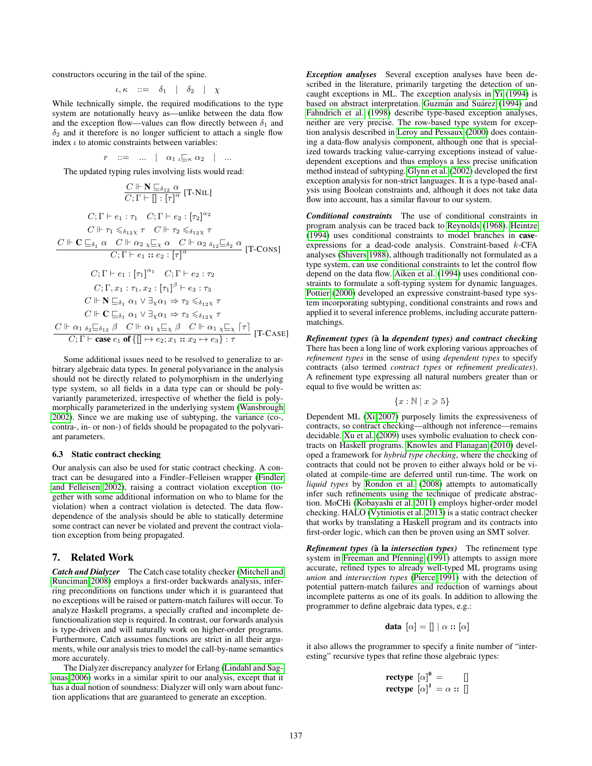constructors occuring in the tail of the spine.

$$\iota, \kappa \quad ::= \quad \delta_1 \quad | \quad \delta_2 \quad | \quad \chi$$

While technically simple, the required modifications to the type system are notationally heavy as—unlike between the data flow and the exception flow—values can flow directly between $\delta_1$ and $\delta_2$ and it therefore is no longer sufficient to attach a single flow index $\iota$ to atomic constraints between variables:

$$r \quad ::= \quad ... \quad | \quad \alpha_1 \;{}_{\iota}{\sqsubseteq}_{\kappa}\; \alpha_2 \quad | \quad ...$$

The updated typing rules involving lists would read:

$$\frac{C \Vdash \mathbf{N} \sqsubseteq_{\delta_{12}} \alpha}{C; \Gamma \vdash [] : [\tau]^{\alpha}} \text{ [T-NIL]}$$

$$\frac{\begin{array}{c} C; \Gamma \vdash e_1 : \tau_1 \quad C; \Gamma \vdash e_2 : [\tau_2]^{\alpha_2} \\ C \Vdash \tau_1 \leqslant_{\delta_{12}\chi} \tau \quad C \Vdash \tau_2 \leqslant_{\delta_{12}\chi} \tau \\ C \Vdash \mathbf{C} \sqsubseteq_{\delta_1} \alpha \quad C \Vdash \alpha_2 \;{}_{\chi}{\sqsubseteq}_{\chi}\; \alpha \quad C \Vdash \alpha_2 \;{}_{\delta_{12}}{\sqsubseteq}_{\delta_2}\; \alpha \end{array}}{C; \Gamma \vdash e_1 :: e_2 : [\tau]^{\alpha}} \text{ [T-CONS]}$$

$$\frac{\begin{array}{c} C; \Gamma \vdash e_1 : [\tau_1]^{\alpha_1} \quad C; \Gamma \vdash e_2 : \tau_2 \\ C; \Gamma, x_1 : \tau_1, x_2 : [\tau_1]^{\beta} \vdash e_3 : \tau_3 \\ C \Vdash \mathbf{N} \sqsubseteq_{\delta_1} \alpha_1 \vee \exists_{\chi} \alpha_1 \Rightarrow \tau_2 \leqslant_{\delta_{12}\chi} \tau \\ C \Vdash \mathbf{C} \sqsubseteq_{\delta_1} \alpha_1 \vee \exists_{\chi} \alpha_1 \Rightarrow \tau_3 \leqslant_{\delta_{12}\chi} \tau \\ C \Vdash \alpha_1 \;{}_{\delta_2}{\sqsubseteq}_{\delta_{12}}\; \beta \quad C \Vdash \alpha_1 \;{}_{\chi}{\sqsubseteq}_{\chi}\; \beta \quad C \Vdash \alpha_1 \;{}_{\chi}{\sqsubseteq}_{\chi}\; \lceil \tau \rceil \end{array}}{C; \Gamma \vdash \textbf{case } e_1 \textbf{ of } \{[] \mapsto e_2; x_1 :: x_2 \mapsto e_3\} : \tau} \text{ [T-CASE]}$$

Some additional issues need to be resolved to generalize to arbitrary algebraic data types. In general polyvariance in the analysis should not be directly related to polymorphism in the underlying type system, so all fields in a data type can or should be polyvariantly parameterized, irrespective of whether the field is polymorphically parameterized in the underlying system (Wansbrough 2002). Since we are making use of subtyping, the variance (co-, contra-, in- or non-) of fields should be propagated to the polyvariant parameters.

### 6.3 Static contract checking

Our analysis can also be used for static contract checking. A contract can be desugared into a Findler–Felleisen wrapper (Findler and Felleisen 2002), raising a contract violation exception (together with some additional information on who to blame for the violation) when a contract violation is detected. The data flow-dependence of the analysis should be able to statically determine some contract can never be violated and prevent the contract violation exception from being propagated.

## 7. Related Work

***Catch and Dialyzer*** The Catch case totality checker (Mitchell and Runciman 2008) employs a first-order backwards analysis, inferring preconditions on functions under which it is guaranteed that no exceptions will be raised or pattern-match failures will occur. To analyze Haskell programs, a specially crafted and incomplete defunctionalization step is required. In contrast, our forwards analysis is type-driven and will naturally work on higher-order programs. Furthermore, Catch assumes functions are strict in all their arguments, while our analysis tries to model the call-by-name semantics more accurately.

The Dialyzer discrepancy analyzer for Erlang (Lindahl and Sagonas 2006) works in a similar spirit to our analysis, except that it has a dual notion of soundness: Dialyzer will only warn about function applications that are guaranteed to generate an exception.

***Exception analyses*** Several exception analyses have been described in the literature, primarily targeting the detection of uncaught exceptions in ML. The exception analysis in Yi (1994) is based on abstract interpretation. Guzmán and Suárez (1994) and Fahndrich et al. (1998) describe type-based exception analyses, neither are very precise. The row-based type system for exception analysis described in Leroy and Pessaux (2000) does containing a data-flow analysis component, although one that is specialized towards tracking value-carrying exceptions instead of value-dependent exceptions and thus employs a less precise unification method instead of subtyping. Glynn et al. (2002) developed the first exception analysis for non-strict languages. It is a type-based analysis using Boolean constraints and, although it does not take data flow into account, has a similar flavour to our system.

***Conditional constraints*** The use of conditional constraints in program analysis can be traced back to Reynolds (1968). Heintze (1994) uses conditional constraints to model branches in **case**-expressions for a dead-code analysis. Constraint-based $k$-CFA analyses (Shivers 1988), although traditionally not formulated as a type system, can use conditional constraints to let the control flow depend on the data flow. Aiken et al. (1994) uses conditional constraints to formulate a soft-typing system for dynamic languages. Pottier (2000) developed an expressive constraint-based type system incorporating subtyping, conditional constraints and rows and applied it to several inference problems, including accurate pattern-matchings.

***Refinement types (à la dependent types) and contract checking*** There has been a long line of work exploring various approaches of *refinement types* in the sense of using *dependent types* to specify contracts (also termed *contract types* or *refinement predicates*). A refinement type expressing all natural numbers greater than or equal to five would be written as:

$$\{x : \mathbb{N} \mid x \geqslant 5\}$$

Dependent ML (Xi 2007) purposely limits the expressiveness of contracts, so contract checking—although not inference—remains decidable. Xu et al. (2009) uses symbolic evaluation to check contracts on Haskell programs. Knowles and Flanagan (2010) developed a framework for *hybrid type checking*, where the checking of contracts that could not be proven to either always hold or be violated at compile-time are deferred until run-time. The work on *liquid types* by Rondon et al. (2008) attempts to automatically infer such refinements using the technique of predicate abstraction. MoCHi (Kobayashi et al. 2011) employs higher-order model checking. HALO (Vytiniotis et al. 2013) is a static contract checker that works by translating a Haskell program and its contracts into first-order logic, which can then be proven using an SMT solver.

***Refinement types (à la intersection types)*** The refinement type system in Freeman and Pfenning (1991) attempts to assign more accurate, refined types to already well-typed ML programs using *union* and *intersection types* (Pierce 1991) with the detection of potential pattern-match failures and reduction of warnings about incomplete patterns as one of its goals. In addition to allowing the programmer to define algebraic data types, e.g.:

$$\textbf{data } [\alpha] = [] \mid \alpha :: [\alpha]$$

it also allows the programmer to specify a finite number of "interesting" recursive types that refine those algebraic types:

$$\begin{array}{l} \textbf{rectype } [\alpha]^{\mathbf{0}} = \quad [] \\ \textbf{rectype } [\alpha]^{\mathbf{1}} = \alpha :: [] \end{array}$$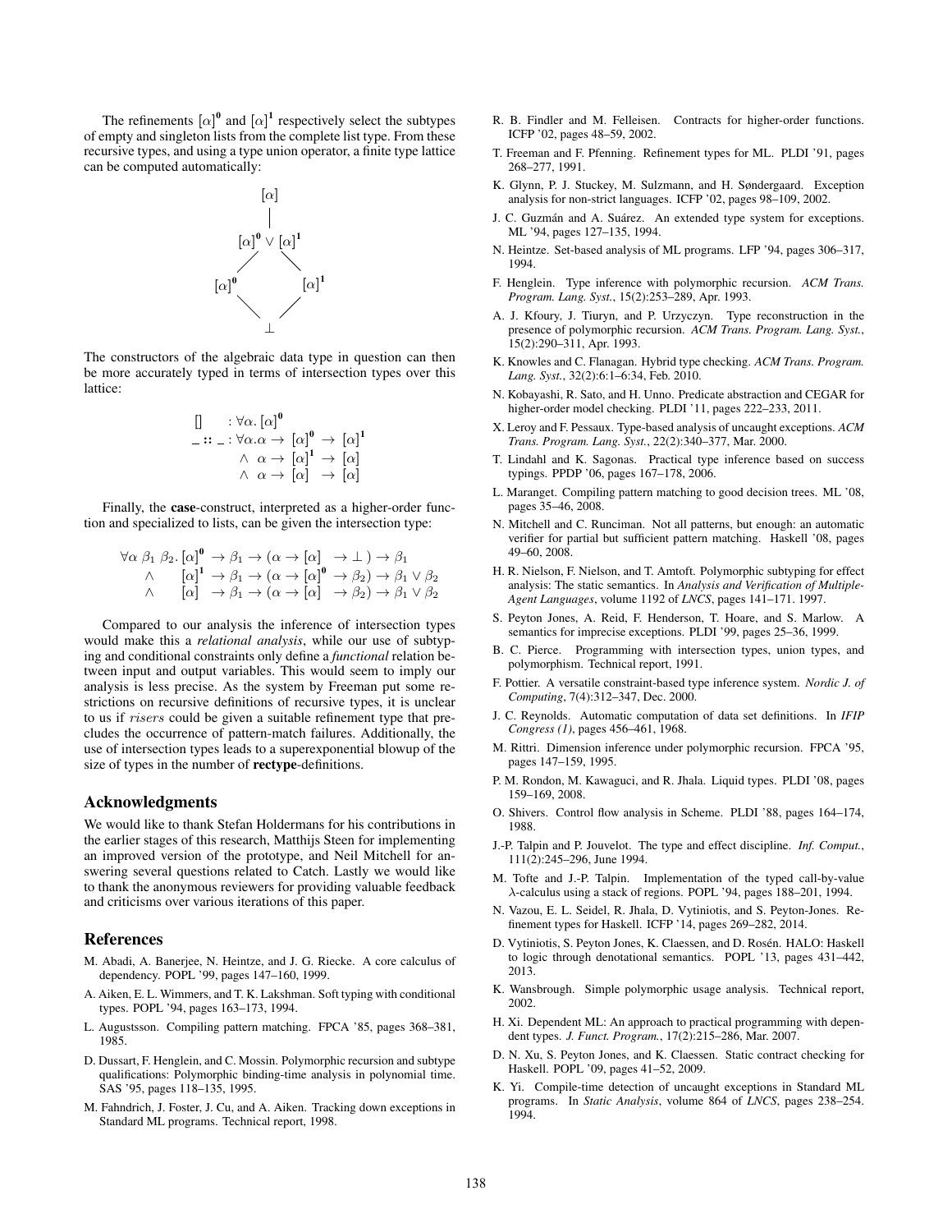The refinements $[\alpha]^{\mathbf{0}}$ and $[\alpha]^{\mathbf{1}}$ respectively select the subtypes of empty and singleton lists from the complete list type. From these recursive types, and using a type union operator, a finite type lattice can be computed automatically:

$$
\begin{array}{c}
[\alpha] \\
| \\
[\alpha]^{\mathbf{0}} \vee [\alpha]^{\mathbf{1}} \\
/ \quad \backslash \\
[\alpha]^{\mathbf{0}} \qquad [\alpha]^{\mathbf{1}} \\
\backslash \quad / \\
\bot
\end{array}
$$

The constructors of the algebraic data type in question can then be more accurately typed in terms of intersection types over this lattice:

$$
\begin{array}{ll}
[] & : \forall \alpha.\, [\alpha]^{\mathbf{0}} \\
\_ :: \_ & : \forall \alpha. \alpha \to [\alpha]^{\mathbf{0}} \to [\alpha]^{\mathbf{1}} \\
& \quad \wedge\ \alpha \to [\alpha]^{\mathbf{1}} \to [\alpha] \\
& \quad \wedge\ \alpha \to [\alpha] \quad \to [\alpha]
\end{array}
$$

Finally, the **case**-construct, interpreted as a higher-order function and specialized to lists, can be given the intersection type:

$$
\begin{array}{ll}
\forall \alpha\ \beta_1\ \beta_2. & [\alpha]^{\mathbf{0}} \to \beta_1 \to (\alpha \to [\alpha] \quad \to \bot\ ) \to \beta_1 \\
\wedge & [\alpha]^{\mathbf{1}} \to \beta_1 \to (\alpha \to [\alpha]^{\mathbf{0}} \to \beta_2) \to \beta_1 \vee \beta_2 \\
\wedge & [\alpha] \quad \to \beta_1 \to (\alpha \to [\alpha] \quad \to \beta_2) \to \beta_1 \vee \beta_2
\end{array}
$$

Compared to our analysis the inference of intersection types would make this a *relational analysis*, while our use of subtyping and conditional constraints only define a *functional* relation between input and output variables. This would seem to imply our analysis is less precise. As the system by Freeman put some restrictions on recursive definitions of recursive types, it is unclear to us if *risers* could be given a suitable refinement type that precludes the occurrence of pattern-match failures. Additionally, the use of intersection types leads to a superexponential blowup of the size of types in the number of **rectype**-definitions.

## Acknowledgments

We would like to thank Stefan Holdermans for his contributions in the earlier stages of this research, Matthijs Steen for implementing an improved version of the prototype, and Neil Mitchell for answering several questions related to Catch. Lastly we would like to thank the anonymous reviewers for providing valuable feedback and criticisms over various iterations of this paper.

## References

M. Abadi, A. Banerjee, N. Heintze, and J. G. Riecke. A core calculus of dependency. POPL '99, pages 147–160, 1999.

A. Aiken, E. L. Wimmers, and T. K. Lakshman. Soft typing with conditional types. POPL '94, pages 163–173, 1994.

L. Augustsson. Compiling pattern matching. FPCA '85, pages 368–381, 1985.

D. Dussart, F. Henglein, and C. Mossin. Polymorphic recursion and subtype qualifications: Polymorphic binding-time analysis in polynomial time. SAS '95, pages 118–135, 1995.

M. Fahndrich, J. Foster, J. Cu, and A. Aiken. Tracking down exceptions in Standard ML programs. Technical report, 1998.

R. B. Findler and M. Felleisen. Contracts for higher-order functions. ICFP '02, pages 48–59, 2002.

T. Freeman and F. Pfenning. Refinement types for ML. PLDI '91, pages 268–277, 1991.

K. Glynn, P. J. Stuckey, M. Sulzmann, and H. Søndergaard. Exception analysis for non-strict languages. ICFP '02, pages 98–109, 2002.

J. C. Guzmán and A. Suárez. An extended type system for exceptions. ML '94, pages 127–135, 1994.

N. Heintze. Set-based analysis of ML programs. LFP '94, pages 306–317, 1994.

F. Henglein. Type inference with polymorphic recursion. *ACM Trans. Program. Lang. Syst.*, 15(2):253–289, Apr. 1993.

A. J. Kfoury, J. Tiuryn, and P. Urzyczyn. Type reconstruction in the presence of polymorphic recursion. *ACM Trans. Program. Lang. Syst.*, 15(2):290–311, Apr. 1993.

K. Knowles and C. Flanagan. Hybrid type checking. *ACM Trans. Program. Lang. Syst.*, 32(2):6:1–6:34, Feb. 2010.

N. Kobayashi, R. Sato, and H. Unno. Predicate abstraction and CEGAR for higher-order model checking. PLDI '11, pages 222–233, 2011.

X. Leroy and F. Pessaux. Type-based analysis of uncaught exceptions. *ACM Trans. Program. Lang. Syst.*, 22(2):340–377, Mar. 2000.

T. Lindahl and K. Sagonas. Practical type inference based on success typings. PPDP '06, pages 167–178, 2006.

L. Maranget. Compiling pattern matching to good decision trees. ML '08, pages 35–46, 2008.

N. Mitchell and C. Runciman. Not all patterns, but enough: an automatic verifier for partial but sufficient pattern matching. Haskell '08, pages 49–60, 2008.

H. R. Nielson, F. Nielson, and T. Amtoft. Polymorphic subtyping for effect analysis: The static semantics. In *Analysis and Verification of Multiple-Agent Languages*, volume 1192 of *LNCS*, pages 141–171. 1997.

S. Peyton Jones, A. Reid, F. Henderson, T. Hoare, and S. Marlow. A semantics for imprecise exceptions. PLDI '99, pages 25–36, 1999.

B. C. Pierce. Programming with intersection types, union types, and polymorphism. Technical report, 1991.

F. Pottier. A versatile constraint-based type inference system. *Nordic J. of Computing*, 7(4):312–347, Dec. 2000.

J. C. Reynolds. Automatic computation of data set definitions. In *IFIP Congress (1)*, pages 456–461, 1968.

M. Rittri. Dimension inference under polymorphic recursion. FPCA '95, pages 147–159, 1995.

P. M. Rondon, M. Kawaguci, and R. Jhala. Liquid types. PLDI '08, pages 159–169, 2008.

O. Shivers. Control flow analysis in Scheme. PLDI '88, pages 164–174, 1988.

J.-P. Talpin and P. Jouvelot. The type and effect discipline. *Inf. Comput.*, 111(2):245–296, June 1994.

M. Tofte and J.-P. Talpin. Implementation of the typed call-by-value $\lambda$-calculus using a stack of regions. POPL '94, pages 188–201, 1994.

N. Vazou, E. L. Seidel, R. Jhala, D. Vytiniotis, and S. Peyton-Jones. Refinement types for Haskell. ICFP '14, pages 269–282, 2014.

D. Vytiniotis, S. Peyton Jones, K. Claessen, and D. Rosén. HALO: Haskell to logic through denotational semantics. POPL '13, pages 431–442, 2013.

K. Wansbrough. Simple polymorphic usage analysis. Technical report, 2002.

H. Xi. Dependent ML: An approach to practical programming with dependent types. *J. Funct. Program.*, 17(2):215–286, Mar. 2007.

D. N. Xu, S. Peyton Jones, and K. Claessen. Static contract checking for Haskell. POPL '09, pages 41–52, 2009.

K. Yi. Compile-time detection of uncaught exceptions in Standard ML programs. In *Static Analysis*, volume 864 of *LNCS*, pages 238–254. 1994.